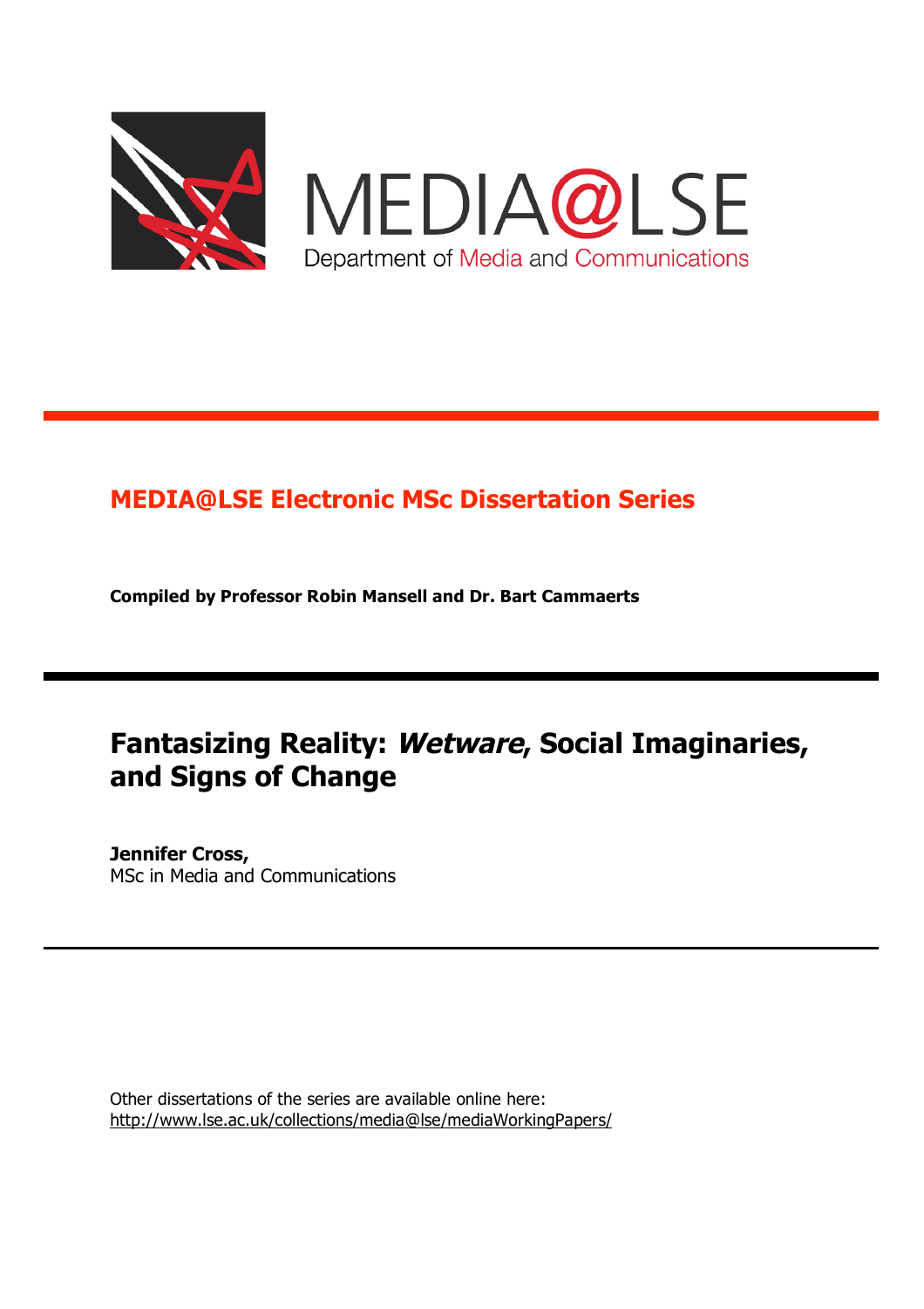MEDIA@LSE

Department of Media and Communications

## MEDIA@LSE Electronic MSc Dissertation Series

**Compiled by Professor Robin Mansell and Dr. Bart Cammaerts**

# Fantasizing Reality: *Wetware*, Social Imaginaries, and Signs of Change

**Jennifer Cross,**
MSc in Media and Communications

Other dissertations of the series are available online here:
http://www.lse.ac.uk/collections/media@lse/mediaWorkingPapers/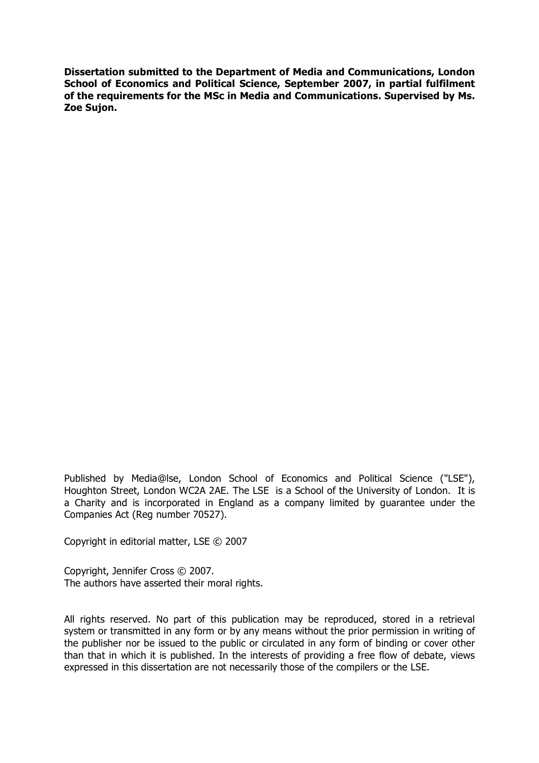**Dissertation submitted to the Department of Media and Communications, London School of Economics and Political Science, September 2007, in partial fulfilment of the requirements for the MSc in Media and Communications. Supervised by Ms. Zoe Sujon.**

Published by Media@lse, London School of Economics and Political Science ("LSE"), Houghton Street, London WC2A 2AE. The LSE is a School of the University of London. It is a Charity and is incorporated in England as a company limited by guarantee under the Companies Act (Reg number 70527).

Copyright in editorial matter, LSE © 2007

Copyright, Jennifer Cross © 2007.
The authors have asserted their moral rights.

All rights reserved. No part of this publication may be reproduced, stored in a retrieval system or transmitted in any form or by any means without the prior permission in writing of the publisher nor be issued to the public or circulated in any form of binding or cover other than that in which it is published. In the interests of providing a free flow of debate, views expressed in this dissertation are not necessarily those of the compilers or the LSE.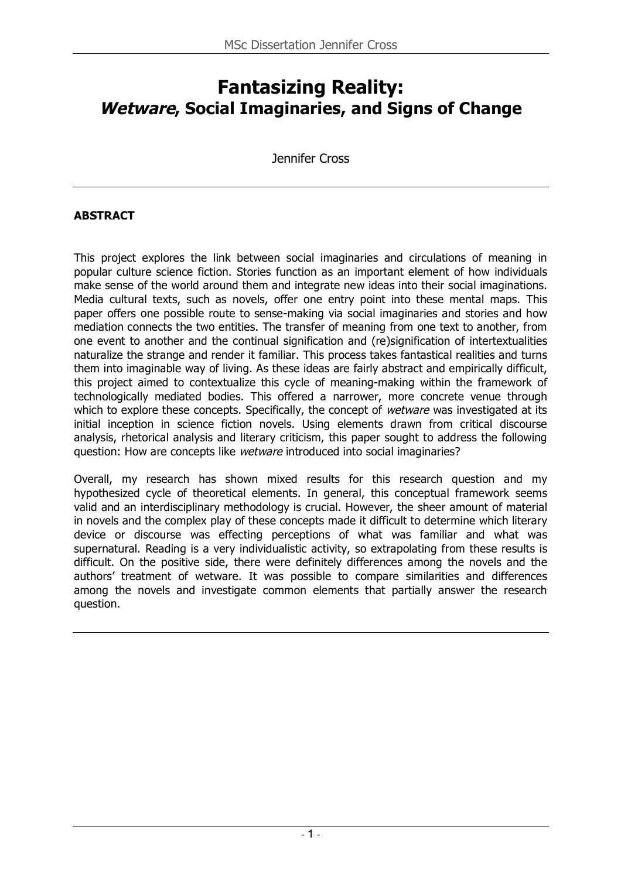# Fantasizing Reality: *Wetware*, Social Imaginaries, and Signs of Change

Jennifer Cross

## ABSTRACT

This project explores the link between social imaginaries and circulations of meaning in popular culture science fiction. Stories function as an important element of how individuals make sense of the world around them and integrate new ideas into their social imaginations. Media cultural texts, such as novels, offer one entry point into these mental maps. This paper offers one possible route to sense-making via social imaginaries and stories and how mediation connects the two entities. The transfer of meaning from one text to another, from one event to another and the continual signification and (re)signification of intertextualities naturalize the strange and render it familiar. This process takes fantastical realities and turns them into imaginable way of living. As these ideas are fairly abstract and empirically difficult, this project aimed to contextualize this cycle of meaning-making within the framework of technologically mediated bodies. This offered a narrower, more concrete venue through which to explore these concepts. Specifically, the concept of *wetware* was investigated at its initial inception in science fiction novels. Using elements drawn from critical discourse analysis, rhetorical analysis and literary criticism, this paper sought to address the following question: How are concepts like *wetware* introduced into social imaginaries?

Overall, my research has shown mixed results for this research question and my hypothesized cycle of theoretical elements. In general, this conceptual framework seems valid and an interdisciplinary methodology is crucial. However, the sheer amount of material in novels and the complex play of these concepts made it difficult to determine which literary device or discourse was effecting perceptions of what was familiar and what was supernatural. Reading is a very individualistic activity, so extrapolating from these results is difficult. On the positive side, there were definitely differences among the novels and the authors' treatment of wetware. It was possible to compare similarities and differences among the novels and investigate common elements that partially answer the research question.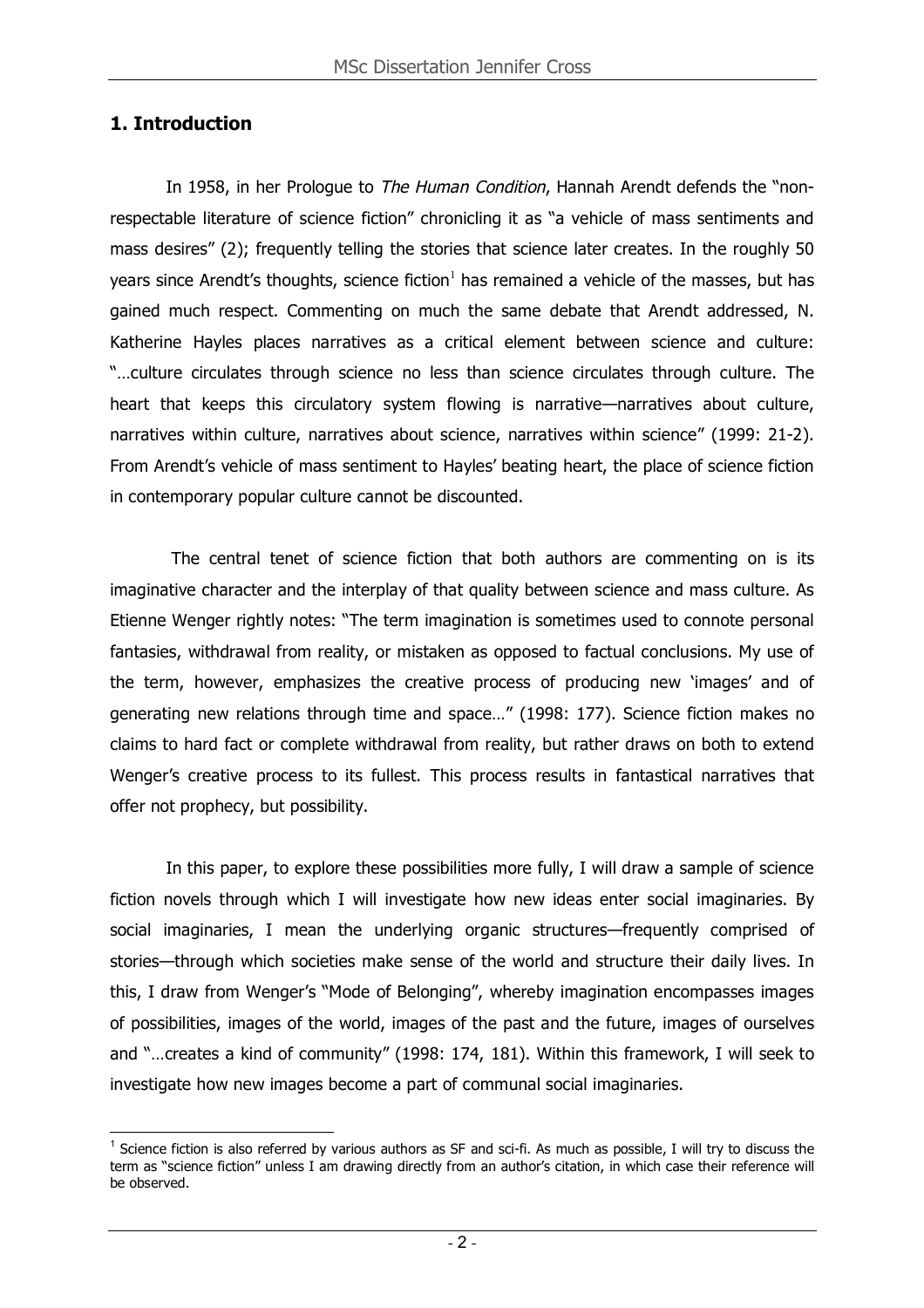## 1. Introduction

In 1958, in her Prologue to *The Human Condition*, Hannah Arendt defends the "non-respectable literature of science fiction" chronicling it as "a vehicle of mass sentiments and mass desires" (2); frequently telling the stories that science later creates. In the roughly 50 years since Arendt's thoughts, science fiction[1] has remained a vehicle of the masses, but has gained much respect. Commenting on much the same debate that Arendt addressed, N. Katherine Hayles places narratives as a critical element between science and culture: "…culture circulates through science no less than science circulates through culture. The heart that keeps this circulatory system flowing is narrative—narratives about culture, narratives within culture, narratives about science, narratives within science" (1999: 21-2). From Arendt's vehicle of mass sentiment to Hayles' beating heart, the place of science fiction in contemporary popular culture cannot be discounted.

The central tenet of science fiction that both authors are commenting on is its imaginative character and the interplay of that quality between science and mass culture. As Etienne Wenger rightly notes: "The term imagination is sometimes used to connote personal fantasies, withdrawal from reality, or mistaken as opposed to factual conclusions. My use of the term, however, emphasizes the creative process of producing new 'images' and of generating new relations through time and space…" (1998: 177). Science fiction makes no claims to hard fact or complete withdrawal from reality, but rather draws on both to extend Wenger's creative process to its fullest. This process results in fantastical narratives that offer not prophecy, but possibility.

In this paper, to explore these possibilities more fully, I will draw a sample of science fiction novels through which I will investigate how new ideas enter social imaginaries. By social imaginaries, I mean the underlying organic structures—frequently comprised of stories—through which societies make sense of the world and structure their daily lives. In this, I draw from Wenger's "Mode of Belonging", whereby imagination encompasses images of possibilities, images of the world, images of the past and the future, images of ourselves and "…creates a kind of community" (1998: 174, 181). Within this framework, I will seek to investigate how new images become a part of communal social imaginaries.

---

[1] Science fiction is also referred by various authors as SF and sci-fi. As much as possible, I will try to discuss the term as "science fiction" unless I am drawing directly from an author's citation, in which case their reference will be observed.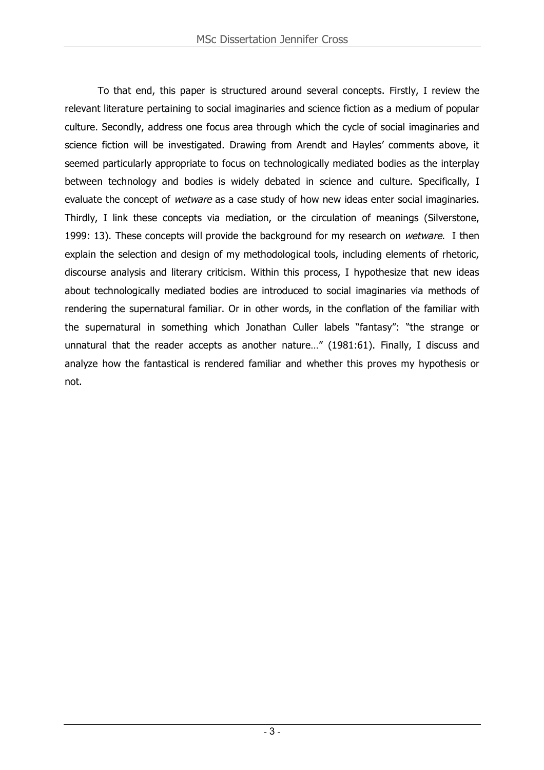To that end, this paper is structured around several concepts. Firstly, I review the relevant literature pertaining to social imaginaries and science fiction as a medium of popular culture. Secondly, address one focus area through which the cycle of social imaginaries and science fiction will be investigated. Drawing from Arendt and Hayles' comments above, it seemed particularly appropriate to focus on technologically mediated bodies as the interplay between technology and bodies is widely debated in science and culture. Specifically, I evaluate the concept of *wetware* as a case study of how new ideas enter social imaginaries. Thirdly, I link these concepts via mediation, or the circulation of meanings (Silverstone, 1999: 13). These concepts will provide the background for my research on *wetware*. I then explain the selection and design of my methodological tools, including elements of rhetoric, discourse analysis and literary criticism. Within this process, I hypothesize that new ideas about technologically mediated bodies are introduced to social imaginaries via methods of rendering the supernatural familiar. Or in other words, in the conflation of the familiar with the supernatural in something which Jonathan Culler labels "fantasy": "the strange or unnatural that the reader accepts as another nature…" (1981:61). Finally, I discuss and analyze how the fantastical is rendered familiar and whether this proves my hypothesis or not.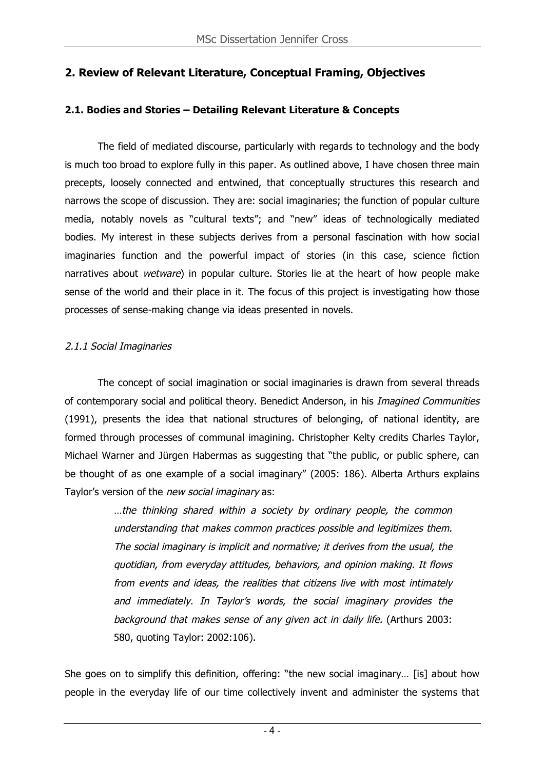## 2. Review of Relevant Literature, Conceptual Framing, Objectives

### 2.1. Bodies and Stories – Detailing Relevant Literature & Concepts

The field of mediated discourse, particularly with regards to technology and the body is much too broad to explore fully in this paper. As outlined above, I have chosen three main precepts, loosely connected and entwined, that conceptually structures this research and narrows the scope of discussion. They are: social imaginaries; the function of popular culture media, notably novels as "cultural texts"; and "new" ideas of technologically mediated bodies. My interest in these subjects derives from a personal fascination with how social imaginaries function and the powerful impact of stories (in this case, science fiction narratives about *wetware*) in popular culture. Stories lie at the heart of how people make sense of the world and their place in it. The focus of this project is investigating how those processes of sense-making change via ideas presented in novels.

#### *2.1.1 Social Imaginaries*

The concept of social imagination or social imaginaries is drawn from several threads of contemporary social and political theory. Benedict Anderson, in his *Imagined Communities* (1991), presents the idea that national structures of belonging, of national identity, are formed through processes of communal imagining. Christopher Kelty credits Charles Taylor, Michael Warner and Jürgen Habermas as suggesting that "the public, or public sphere, can be thought of as one example of a social imaginary" (2005: 186). Alberta Arthurs explains Taylor's version of the *new social imaginary* as:

> *…the thinking shared within a society by ordinary people, the common understanding that makes common practices possible and legitimizes them. The social imaginary is implicit and normative; it derives from the usual, the quotidian, from everyday attitudes, behaviors, and opinion making. It flows from events and ideas, the realities that citizens live with most intimately and immediately. In Taylor's words, the social imaginary provides the background that makes sense of any given act in daily life.* (Arthurs 2003: 580, quoting Taylor: 2002:106).

She goes on to simplify this definition, offering: "the new social imaginary… [is] about how people in the everyday life of our time collectively invent and administer the systems that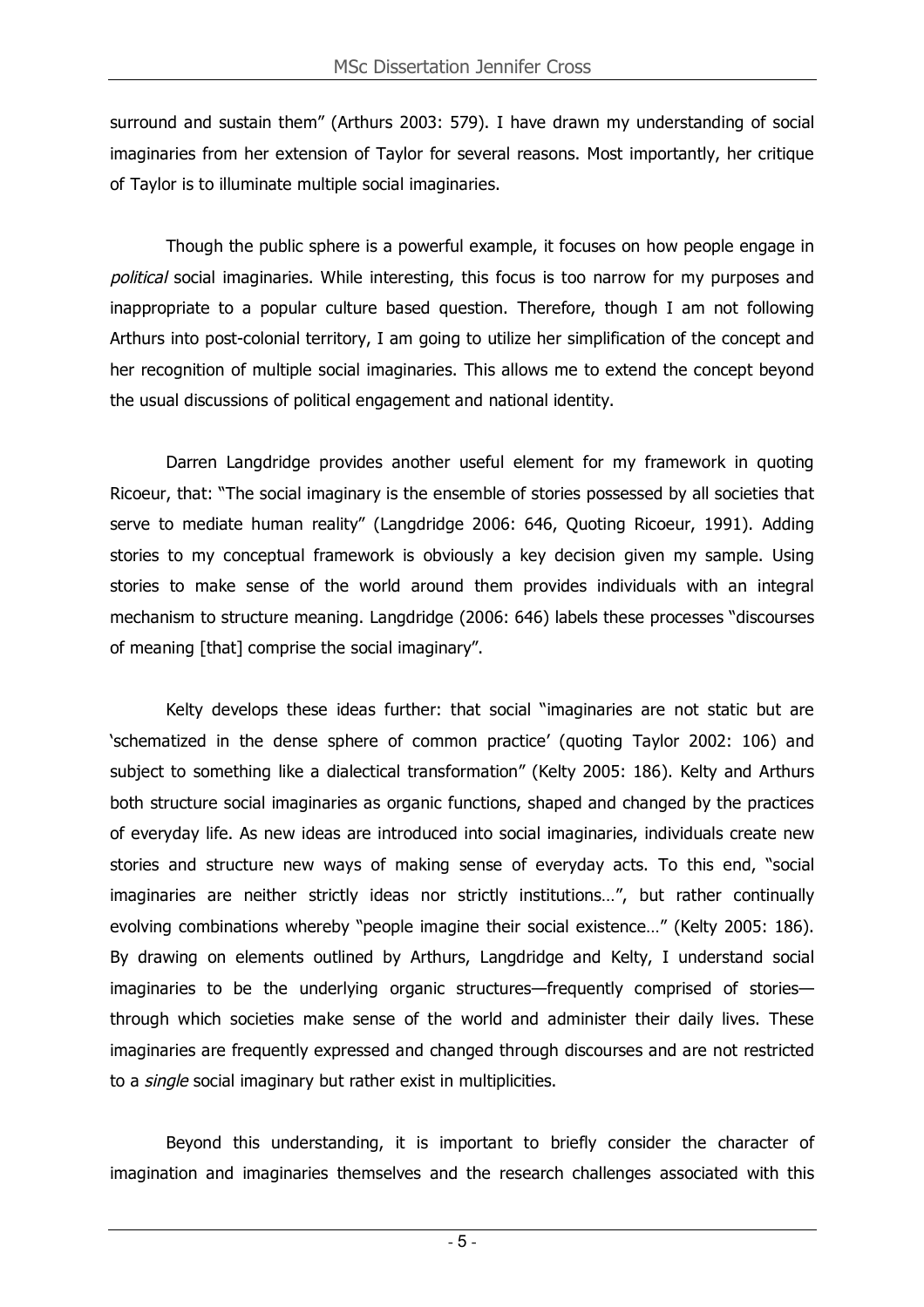surround and sustain them" (Arthurs 2003: 579). I have drawn my understanding of social imaginaries from her extension of Taylor for several reasons. Most importantly, her critique of Taylor is to illuminate multiple social imaginaries.

Though the public sphere is a powerful example, it focuses on how people engage in *political* social imaginaries. While interesting, this focus is too narrow for my purposes and inappropriate to a popular culture based question. Therefore, though I am not following Arthurs into post-colonial territory, I am going to utilize her simplification of the concept and her recognition of multiple social imaginaries. This allows me to extend the concept beyond the usual discussions of political engagement and national identity.

Darren Langdridge provides another useful element for my framework in quoting Ricoeur, that: "The social imaginary is the ensemble of stories possessed by all societies that serve to mediate human reality" (Langdridge 2006: 646, Quoting Ricoeur, 1991). Adding stories to my conceptual framework is obviously a key decision given my sample. Using stories to make sense of the world around them provides individuals with an integral mechanism to structure meaning. Langdridge (2006: 646) labels these processes "discourses of meaning [that] comprise the social imaginary".

Kelty develops these ideas further: that social "imaginaries are not static but are 'schematized in the dense sphere of common practice' (quoting Taylor 2002: 106) and subject to something like a dialectical transformation" (Kelty 2005: 186). Kelty and Arthurs both structure social imaginaries as organic functions, shaped and changed by the practices of everyday life. As new ideas are introduced into social imaginaries, individuals create new stories and structure new ways of making sense of everyday acts. To this end, "social imaginaries are neither strictly ideas nor strictly institutions…", but rather continually evolving combinations whereby "people imagine their social existence…" (Kelty 2005: 186). By drawing on elements outlined by Arthurs, Langdridge and Kelty, I understand social imaginaries to be the underlying organic structures—frequently comprised of stories—through which societies make sense of the world and administer their daily lives. These imaginaries are frequently expressed and changed through discourses and are not restricted to a *single* social imaginary but rather exist in multiplicities.

Beyond this understanding, it is important to briefly consider the character of imagination and imaginaries themselves and the research challenges associated with this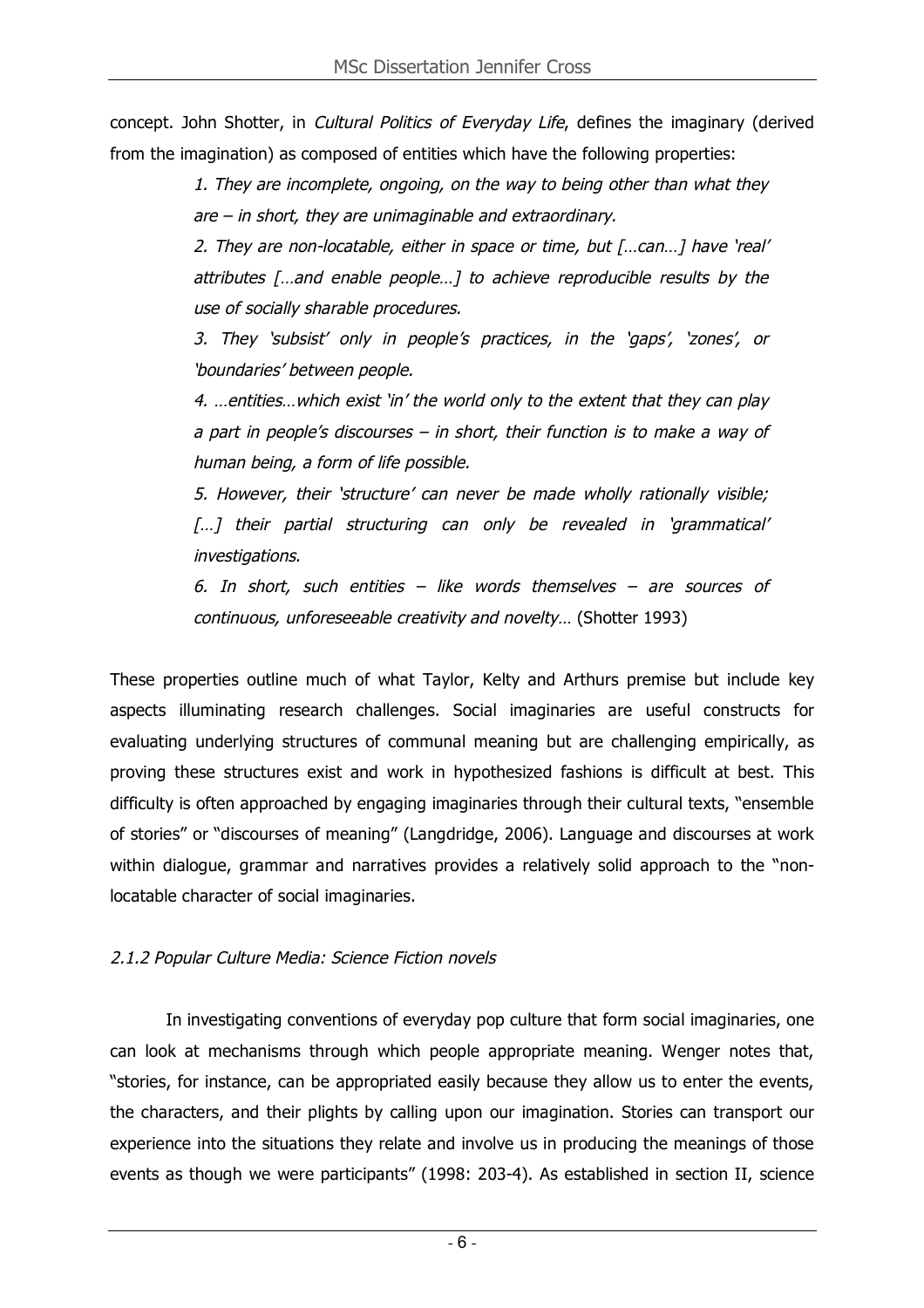concept. John Shotter, in *Cultural Politics of Everyday Life*, defines the imaginary (derived from the imagination) as composed of entities which have the following properties:

> *1. They are incomplete, ongoing, on the way to being other than what they are – in short, they are unimaginable and extraordinary.*
>
> *2. They are non-locatable, either in space or time, but […can…] have 'real' attributes […and enable people…] to achieve reproducible results by the use of socially sharable procedures.*
>
> *3. They 'subsist' only in people's practices, in the 'gaps', 'zones', or 'boundaries' between people.*
>
> *4. …entities…which exist 'in' the world only to the extent that they can play a part in people's discourses – in short, their function is to make a way of human being, a form of life possible.*
>
> *5. However, their 'structure' can never be made wholly rationally visible; […] their partial structuring can only be revealed in 'grammatical' investigations.*
>
> *6. In short, such entities – like words themselves – are sources of continuous, unforeseeable creativity and novelty…* (Shotter 1993)

These properties outline much of what Taylor, Kelty and Arthurs premise but include key aspects illuminating research challenges. Social imaginaries are useful constructs for evaluating underlying structures of communal meaning but are challenging empirically, as proving these structures exist and work in hypothesized fashions is difficult at best. This difficulty is often approached by engaging imaginaries through their cultural texts, "ensemble of stories" or "discourses of meaning" (Langdridge, 2006). Language and discourses at work within dialogue, grammar and narratives provides a relatively solid approach to the "non-locatable character of social imaginaries.

#### *2.1.2 Popular Culture Media: Science Fiction novels*

In investigating conventions of everyday pop culture that form social imaginaries, one can look at mechanisms through which people appropriate meaning. Wenger notes that, "stories, for instance, can be appropriated easily because they allow us to enter the events, the characters, and their plights by calling upon our imagination. Stories can transport our experience into the situations they relate and involve us in producing the meanings of those events as though we were participants" (1998: 203-4). As established in section II, science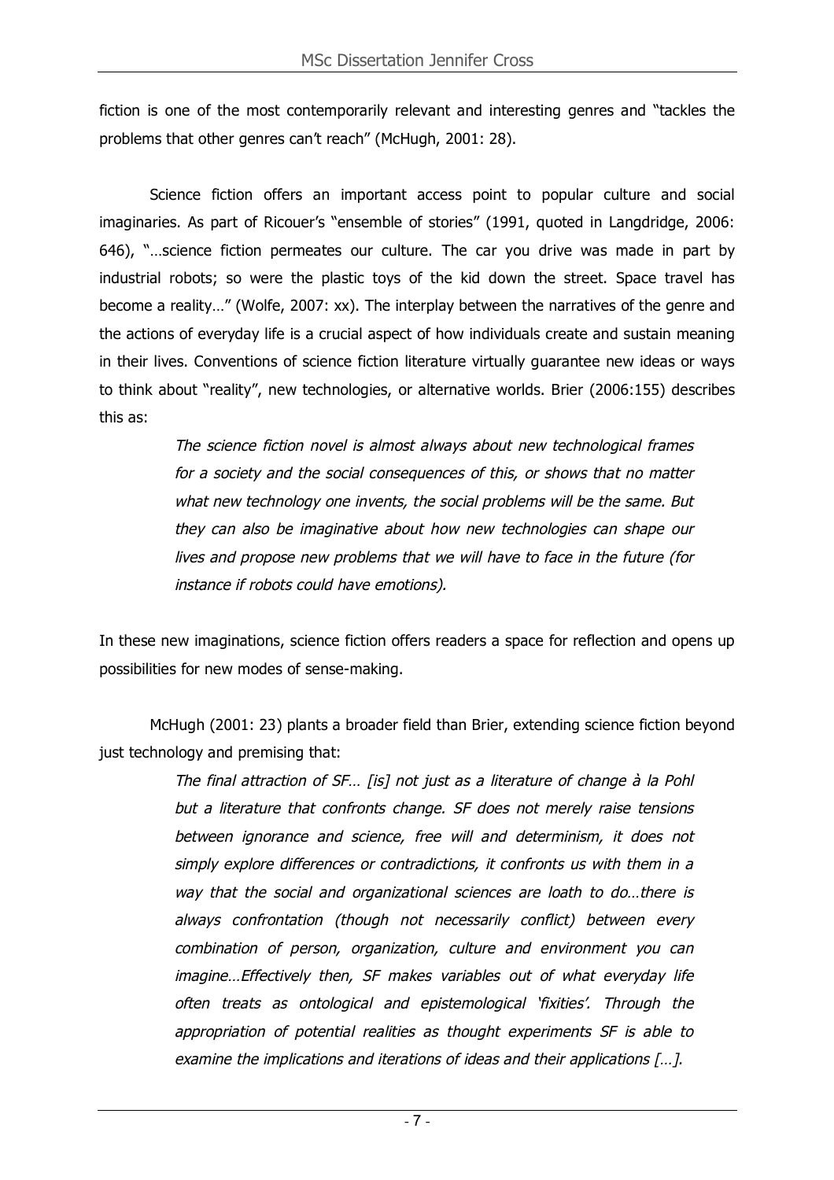fiction is one of the most contemporarily relevant and interesting genres and "tackles the problems that other genres can't reach" (McHugh, 2001: 28).

Science fiction offers an important access point to popular culture and social imaginaries. As part of Ricouer's "ensemble of stories" (1991, quoted in Langdridge, 2006: 646), "…science fiction permeates our culture. The car you drive was made in part by industrial robots; so were the plastic toys of the kid down the street. Space travel has become a reality…" (Wolfe, 2007: xx). The interplay between the narratives of the genre and the actions of everyday life is a crucial aspect of how individuals create and sustain meaning in their lives. Conventions of science fiction literature virtually guarantee new ideas or ways to think about "reality", new technologies, or alternative worlds. Brier (2006:155) describes this as:

> *The science fiction novel is almost always about new technological frames for a society and the social consequences of this, or shows that no matter what new technology one invents, the social problems will be the same. But they can also be imaginative about how new technologies can shape our lives and propose new problems that we will have to face in the future (for instance if robots could have emotions).*

In these new imaginations, science fiction offers readers a space for reflection and opens up possibilities for new modes of sense-making.

McHugh (2001: 23) plants a broader field than Brier, extending science fiction beyond just technology and premising that:

> *The final attraction of SF… [is] not just as a literature of change à la Pohl but a literature that confronts change. SF does not merely raise tensions between ignorance and science, free will and determinism, it does not simply explore differences or contradictions, it confronts us with them in a way that the social and organizational sciences are loath to do…there is always confrontation (though not necessarily conflict) between every combination of person, organization, culture and environment you can imagine…Effectively then, SF makes variables out of what everyday life often treats as ontological and epistemological 'fixities'. Through the appropriation of potential realities as thought experiments SF is able to examine the implications and iterations of ideas and their applications […].*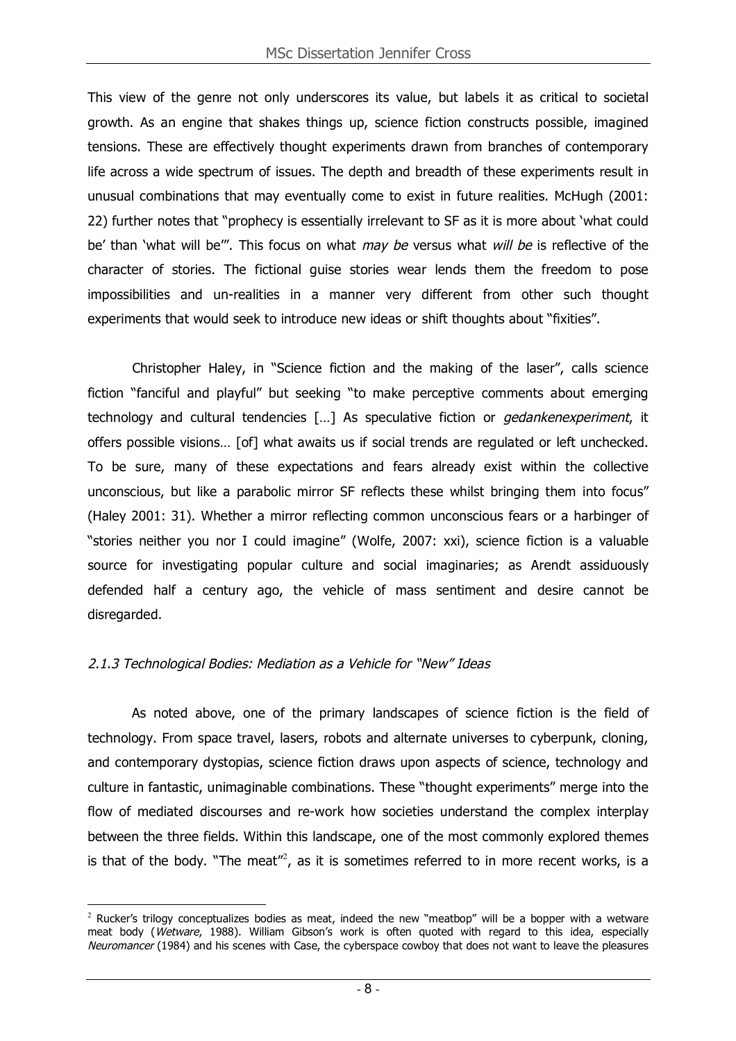This view of the genre not only underscores its value, but labels it as critical to societal growth. As an engine that shakes things up, science fiction constructs possible, imagined tensions. These are effectively thought experiments drawn from branches of contemporary life across a wide spectrum of issues. The depth and breadth of these experiments result in unusual combinations that may eventually come to exist in future realities. McHugh (2001: 22) further notes that "prophecy is essentially irrelevant to SF as it is more about 'what could be' than 'what will be'". This focus on what *may be* versus what *will be* is reflective of the character of stories. The fictional guise stories wear lends them the freedom to pose impossibilities and un-realities in a manner very different from other such thought experiments that would seek to introduce new ideas or shift thoughts about "fixities".

Christopher Haley, in "Science fiction and the making of the laser", calls science fiction "fanciful and playful" but seeking "to make perceptive comments about emerging technology and cultural tendencies […] As speculative fiction or *gedankenexperiment*, it offers possible visions… [of] what awaits us if social trends are regulated or left unchecked. To be sure, many of these expectations and fears already exist within the collective unconscious, but like a parabolic mirror SF reflects these whilst bringing them into focus" (Haley 2001: 31). Whether a mirror reflecting common unconscious fears or a harbinger of "stories neither you nor I could imagine" (Wolfe, 2007: xxi), science fiction is a valuable source for investigating popular culture and social imaginaries; as Arendt assiduously defended half a century ago, the vehicle of mass sentiment and desire cannot be disregarded.

### *2.1.3 Technological Bodies: Mediation as a Vehicle for "New" Ideas*

As noted above, one of the primary landscapes of science fiction is the field of technology. From space travel, lasers, robots and alternate universes to cyberpunk, cloning, and contemporary dystopias, science fiction draws upon aspects of science, technology and culture in fantastic, unimaginable combinations. These "thought experiments" merge into the flow of mediated discourses and re-work how societies understand the complex interplay between the three fields. Within this landscape, one of the most commonly explored themes is that of the body. "The meat"[2], as it is sometimes referred to in more recent works, is a

---

[2] Rucker's trilogy conceptualizes bodies as meat, indeed the new "meatbop" will be a bopper with a wetware meat body (*Wetware*, 1988). William Gibson's work is often quoted with regard to this idea, especially *Neuromancer* (1984) and his scenes with Case, the cyberspace cowboy that does not want to leave the pleasures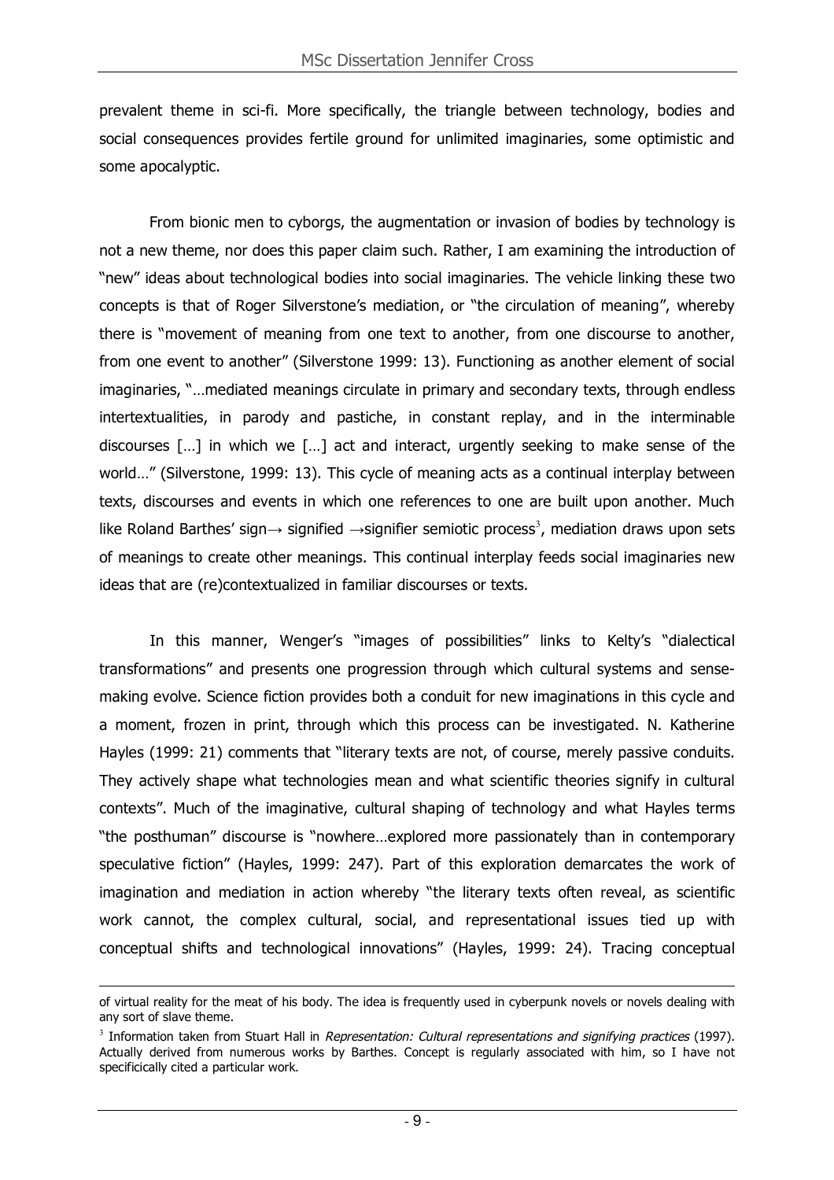prevalent theme in sci-fi. More specifically, the triangle between technology, bodies and social consequences provides fertile ground for unlimited imaginaries, some optimistic and some apocalyptic.

From bionic men to cyborgs, the augmentation or invasion of bodies by technology is not a new theme, nor does this paper claim such. Rather, I am examining the introduction of "new" ideas about technological bodies into social imaginaries. The vehicle linking these two concepts is that of Roger Silverstone's mediation, or "the circulation of meaning", whereby there is "movement of meaning from one text to another, from one discourse to another, from one event to another" (Silverstone 1999: 13). Functioning as another element of social imaginaries, "…mediated meanings circulate in primary and secondary texts, through endless intertextualities, in parody and pastiche, in constant replay, and in the interminable discourses […] in which we […] act and interact, urgently seeking to make sense of the world…" (Silverstone, 1999: 13). This cycle of meaning acts as a continual interplay between texts, discourses and events in which one references to one are built upon another. Much like Roland Barthes' sign→ signified →signifier semiotic process[3], mediation draws upon sets of meanings to create other meanings. This continual interplay feeds social imaginaries new ideas that are (re)contextualized in familiar discourses or texts.

In this manner, Wenger's "images of possibilities" links to Kelty's "dialectical transformations" and presents one progression through which cultural systems and sense-making evolve. Science fiction provides both a conduit for new imaginations in this cycle and a moment, frozen in print, through which this process can be investigated. N. Katherine Hayles (1999: 21) comments that "literary texts are not, of course, merely passive conduits. They actively shape what technologies mean and what scientific theories signify in cultural contexts". Much of the imaginative, cultural shaping of technology and what Hayles terms "the posthuman" discourse is "nowhere…explored more passionately than in contemporary speculative fiction" (Hayles, 1999: 247). Part of this exploration demarcates the work of imagination and mediation in action whereby "the literary texts often reveal, as scientific work cannot, the complex cultural, social, and representational issues tied up with conceptual shifts and technological innovations" (Hayles, 1999: 24). Tracing conceptual

---

of virtual reality for the meat of his body. The idea is frequently used in cyberpunk novels or novels dealing with any sort of slave theme.

[3] Information taken from Stuart Hall in *Representation: Cultural representations and signifying practices* (1997). Actually derived from numerous works by Barthes. Concept is regularly associated with him, so I have not specificically cited a particular work.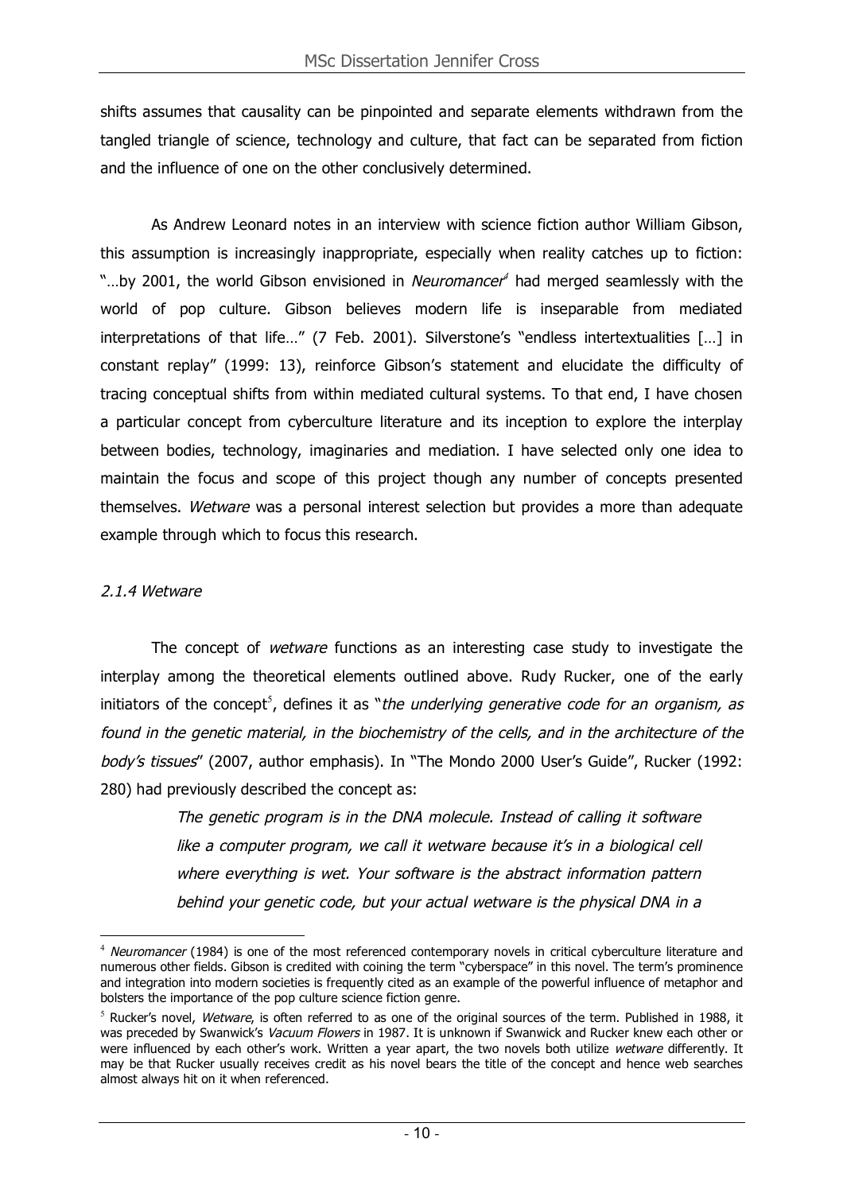shifts assumes that causality can be pinpointed and separate elements withdrawn from the tangled triangle of science, technology and culture, that fact can be separated from fiction and the influence of one on the other conclusively determined.

As Andrew Leonard notes in an interview with science fiction author William Gibson, this assumption is increasingly inappropriate, especially when reality catches up to fiction: "…by 2001, the world Gibson envisioned in *Neuromancer*[4] had merged seamlessly with the world of pop culture. Gibson believes modern life is inseparable from mediated interpretations of that life…" (7 Feb. 2001). Silverstone's "endless intertextualities […] in constant replay" (1999: 13), reinforce Gibson's statement and elucidate the difficulty of tracing conceptual shifts from within mediated cultural systems. To that end, I have chosen a particular concept from cyberculture literature and its inception to explore the interplay between bodies, technology, imaginaries and mediation. I have selected only one idea to maintain the focus and scope of this project though any number of concepts presented themselves. *Wetware* was a personal interest selection but provides a more than adequate example through which to focus this research.

### *2.1.4 Wetware*

The concept of *wetware* functions as an interesting case study to investigate the interplay among the theoretical elements outlined above. Rudy Rucker, one of the early initiators of the concept[5], defines it as "*the underlying generative code for an organism, as found in the genetic material, in the biochemistry of the cells, and in the architecture of the body's tissues*" (2007, author emphasis). In "The Mondo 2000 User's Guide", Rucker (1992: 280) had previously described the concept as:

> *The genetic program is in the DNA molecule. Instead of calling it software like a computer program, we call it wetware because it's in a biological cell where everything is wet. Your software is the abstract information pattern behind your genetic code, but your actual wetware is the physical DNA in a*

---

[4] *Neuromancer* (1984) is one of the most referenced contemporary novels in critical cyberculture literature and numerous other fields. Gibson is credited with coining the term "cyberspace" in this novel. The term's prominence and integration into modern societies is frequently cited as an example of the powerful influence of metaphor and bolsters the importance of the pop culture science fiction genre.

[5] Rucker's novel, *Wetware*, is often referred to as one of the original sources of the term. Published in 1988, it was preceded by Swanwick's *Vacuum Flowers* in 1987. It is unknown if Swanwick and Rucker knew each other or were influenced by each other's work. Written a year apart, the two novels both utilize *wetware* differently. It may be that Rucker usually receives credit as his novel bears the title of the concept and hence web searches almost always hit on it when referenced.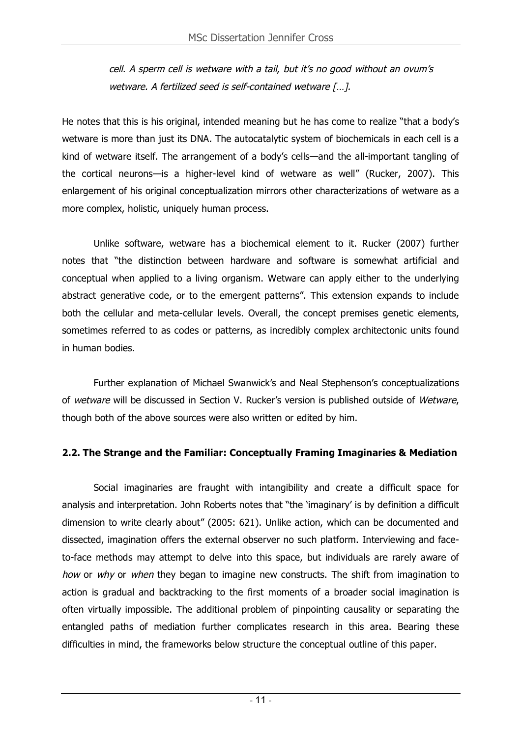*cell. A sperm cell is wetware with a tail, but it's no good without an ovum's wetware. A fertilized seed is self-contained wetware […].*

He notes that this is his original, intended meaning but he has come to realize "that a body's wetware is more than just its DNA. The autocatalytic system of biochemicals in each cell is a kind of wetware itself. The arrangement of a body's cells—and the all-important tangling of the cortical neurons—is a higher-level kind of wetware as well" (Rucker, 2007). This enlargement of his original conceptualization mirrors other characterizations of wetware as a more complex, holistic, uniquely human process.

Unlike software, wetware has a biochemical element to it. Rucker (2007) further notes that "the distinction between hardware and software is somewhat artificial and conceptual when applied to a living organism. Wetware can apply either to the underlying abstract generative code, or to the emergent patterns". This extension expands to include both the cellular and meta-cellular levels. Overall, the concept premises genetic elements, sometimes referred to as codes or patterns, as incredibly complex architectonic units found in human bodies.

Further explanation of Michael Swanwick's and Neal Stephenson's conceptualizations of *wetware* will be discussed in Section V. Rucker's version is published outside of *Wetware*, though both of the above sources were also written or edited by him.

### 2.2. The Strange and the Familiar: Conceptually Framing Imaginaries & Mediation

Social imaginaries are fraught with intangibility and create a difficult space for analysis and interpretation. John Roberts notes that "the 'imaginary' is by definition a difficult dimension to write clearly about" (2005: 621). Unlike action, which can be documented and dissected, imagination offers the external observer no such platform. Interviewing and face-to-face methods may attempt to delve into this space, but individuals are rarely aware of *how* or *why* or *when* they began to imagine new constructs. The shift from imagination to action is gradual and backtracking to the first moments of a broader social imagination is often virtually impossible. The additional problem of pinpointing causality or separating the entangled paths of mediation further complicates research in this area. Bearing these difficulties in mind, the frameworks below structure the conceptual outline of this paper.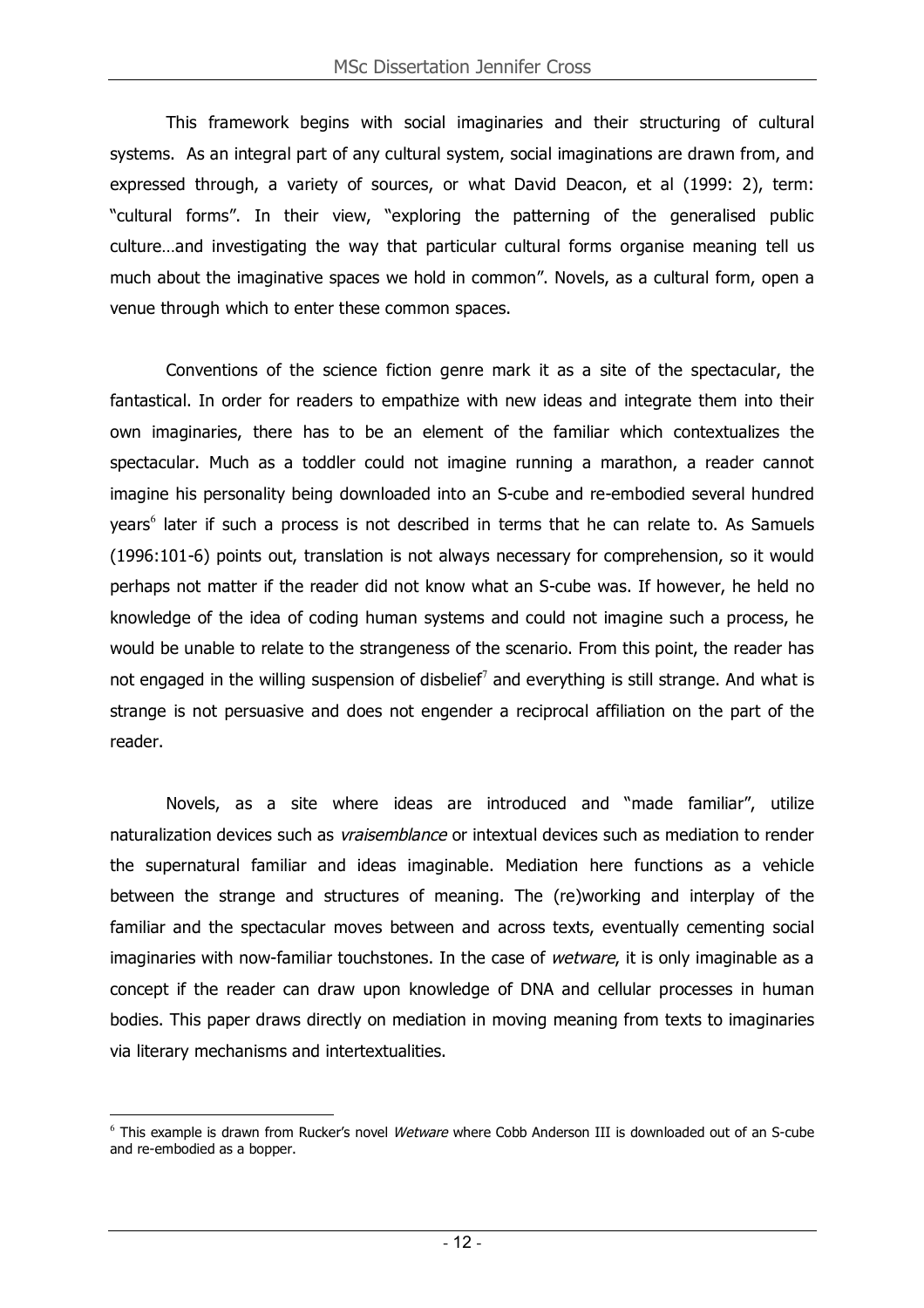This framework begins with social imaginaries and their structuring of cultural systems. As an integral part of any cultural system, social imaginations are drawn from, and expressed through, a variety of sources, or what David Deacon, et al (1999: 2), term: "cultural forms". In their view, "exploring the patterning of the generalised public culture…and investigating the way that particular cultural forms organise meaning tell us much about the imaginative spaces we hold in common". Novels, as a cultural form, open a venue through which to enter these common spaces.

Conventions of the science fiction genre mark it as a site of the spectacular, the fantastical. In order for readers to empathize with new ideas and integrate them into their own imaginaries, there has to be an element of the familiar which contextualizes the spectacular. Much as a toddler could not imagine running a marathon, a reader cannot imagine his personality being downloaded into an S-cube and re-embodied several hundred years[6] later if such a process is not described in terms that he can relate to. As Samuels (1996:101-6) points out, translation is not always necessary for comprehension, so it would perhaps not matter if the reader did not know what an S-cube was. If however, he held no knowledge of the idea of coding human systems and could not imagine such a process, he would be unable to relate to the strangeness of the scenario. From this point, the reader has not engaged in the willing suspension of disbelief[7] and everything is still strange. And what is strange is not persuasive and does not engender a reciprocal affiliation on the part of the reader.

Novels, as a site where ideas are introduced and "made familiar", utilize naturalization devices such as *vraisemblance* or intextual devices such as mediation to render the supernatural familiar and ideas imaginable. Mediation here functions as a vehicle between the strange and structures of meaning. The (re)working and interplay of the familiar and the spectacular moves between and across texts, eventually cementing social imaginaries with now-familiar touchstones. In the case of *wetware*, it is only imaginable as a concept if the reader can draw upon knowledge of DNA and cellular processes in human bodies. This paper draws directly on mediation in moving meaning from texts to imaginaries via literary mechanisms and intertextualities.

[6] This example is drawn from Rucker's novel *Wetware* where Cobb Anderson III is downloaded out of an S-cube and re-embodied as a bopper.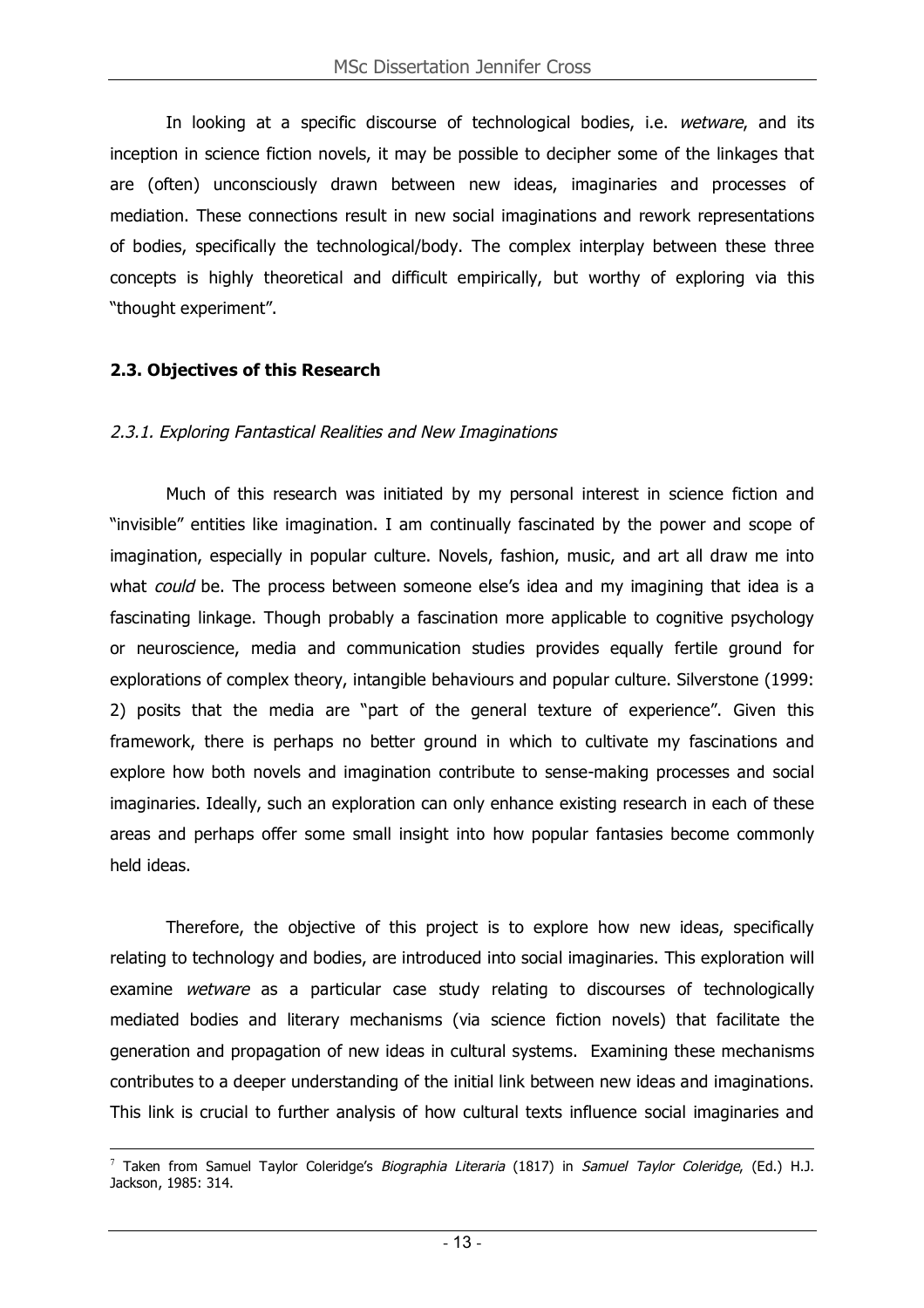In looking at a specific discourse of technological bodies, i.e. *wetware*, and its inception in science fiction novels, it may be possible to decipher some of the linkages that are (often) unconsciously drawn between new ideas, imaginaries and processes of mediation. These connections result in new social imaginations and rework representations of bodies, specifically the technological/body. The complex interplay between these three concepts is highly theoretical and difficult empirically, but worthy of exploring via this "thought experiment".

## 2.3. Objectives of this Research

### *2.3.1. Exploring Fantastical Realities and New Imaginations*

Much of this research was initiated by my personal interest in science fiction and "invisible" entities like imagination. I am continually fascinated by the power and scope of imagination, especially in popular culture. Novels, fashion, music, and art all draw me into what *could* be. The process between someone else's idea and my imagining that idea is a fascinating linkage. Though probably a fascination more applicable to cognitive psychology or neuroscience, media and communication studies provides equally fertile ground for explorations of complex theory, intangible behaviours and popular culture. Silverstone (1999: 2) posits that the media are "part of the general texture of experience". Given this framework, there is perhaps no better ground in which to cultivate my fascinations and explore how both novels and imagination contribute to sense-making processes and social imaginaries. Ideally, such an exploration can only enhance existing research in each of these areas and perhaps offer some small insight into how popular fantasies become commonly held ideas.

Therefore, the objective of this project is to explore how new ideas, specifically relating to technology and bodies, are introduced into social imaginaries. This exploration will examine *wetware* as a particular case study relating to discourses of technologically mediated bodies and literary mechanisms (via science fiction novels) that facilitate the generation and propagation of new ideas in cultural systems. Examining these mechanisms contributes to a deeper understanding of the initial link between new ideas and imaginations. This link is crucial to further analysis of how cultural texts influence social imaginaries and

---

[7] Taken from Samuel Taylor Coleridge's *Biographia Literaria* (1817) in *Samuel Taylor Coleridge*, (Ed.) H.J. Jackson, 1985: 314.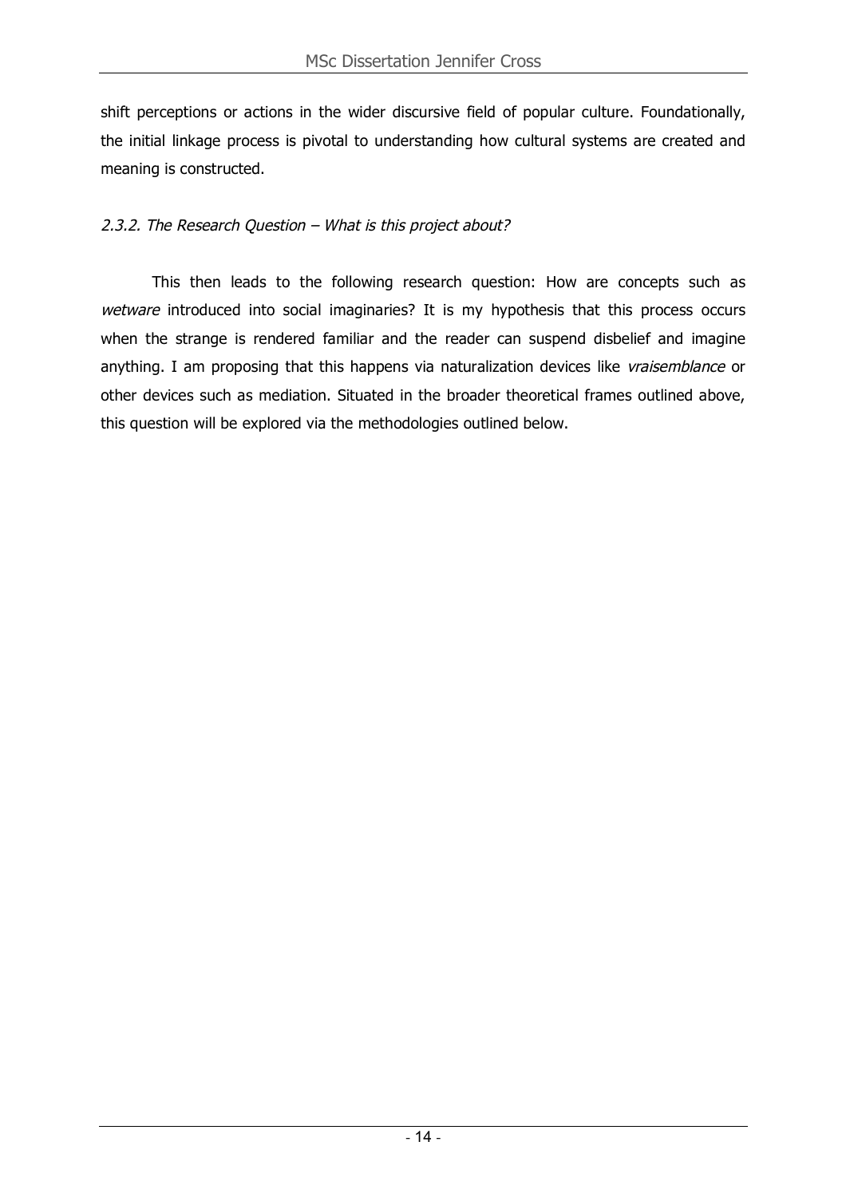shift perceptions or actions in the wider discursive field of popular culture. Foundationally, the initial linkage process is pivotal to understanding how cultural systems are created and meaning is constructed.

### *2.3.2. The Research Question – What is this project about?*

This then leads to the following research question: How are concepts such as *wetware* introduced into social imaginaries? It is my hypothesis that this process occurs when the strange is rendered familiar and the reader can suspend disbelief and imagine anything. I am proposing that this happens via naturalization devices like *vraisemblance* or other devices such as mediation. Situated in the broader theoretical frames outlined above, this question will be explored via the methodologies outlined below.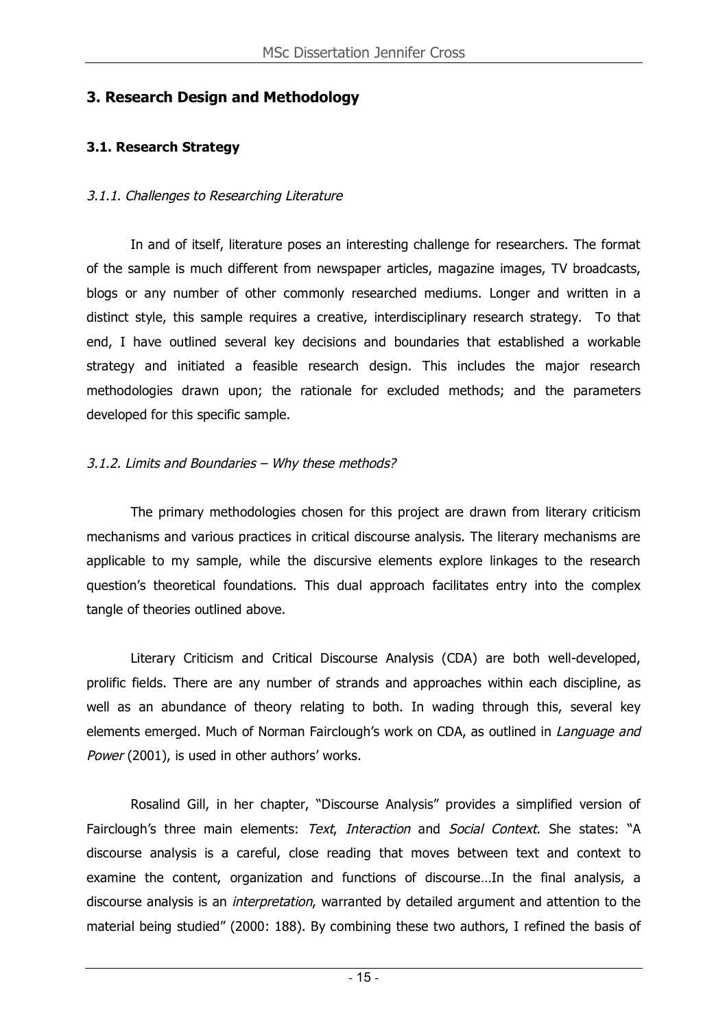## 3. Research Design and Methodology

### 3.1. Research Strategy

#### *3.1.1. Challenges to Researching Literature*

In and of itself, literature poses an interesting challenge for researchers. The format of the sample is much different from newspaper articles, magazine images, TV broadcasts, blogs or any number of other commonly researched mediums. Longer and written in a distinct style, this sample requires a creative, interdisciplinary research strategy. To that end, I have outlined several key decisions and boundaries that established a workable strategy and initiated a feasible research design. This includes the major research methodologies drawn upon; the rationale for excluded methods; and the parameters developed for this specific sample.

#### *3.1.2. Limits and Boundaries – Why these methods?*

The primary methodologies chosen for this project are drawn from literary criticism mechanisms and various practices in critical discourse analysis. The literary mechanisms are applicable to my sample, while the discursive elements explore linkages to the research question's theoretical foundations. This dual approach facilitates entry into the complex tangle of theories outlined above.

Literary Criticism and Critical Discourse Analysis (CDA) are both well-developed, prolific fields. There are any number of strands and approaches within each discipline, as well as an abundance of theory relating to both. In wading through this, several key elements emerged. Much of Norman Fairclough's work on CDA, as outlined in *Language and Power* (2001), is used in other authors' works.

Rosalind Gill, in her chapter, "Discourse Analysis" provides a simplified version of Fairclough's three main elements: *Text*, *Interaction* and *Social Context*. She states: "A discourse analysis is a careful, close reading that moves between text and context to examine the content, organization and functions of discourse…In the final analysis, a discourse analysis is an *interpretation*, warranted by detailed argument and attention to the material being studied" (2000: 188). By combining these two authors, I refined the basis of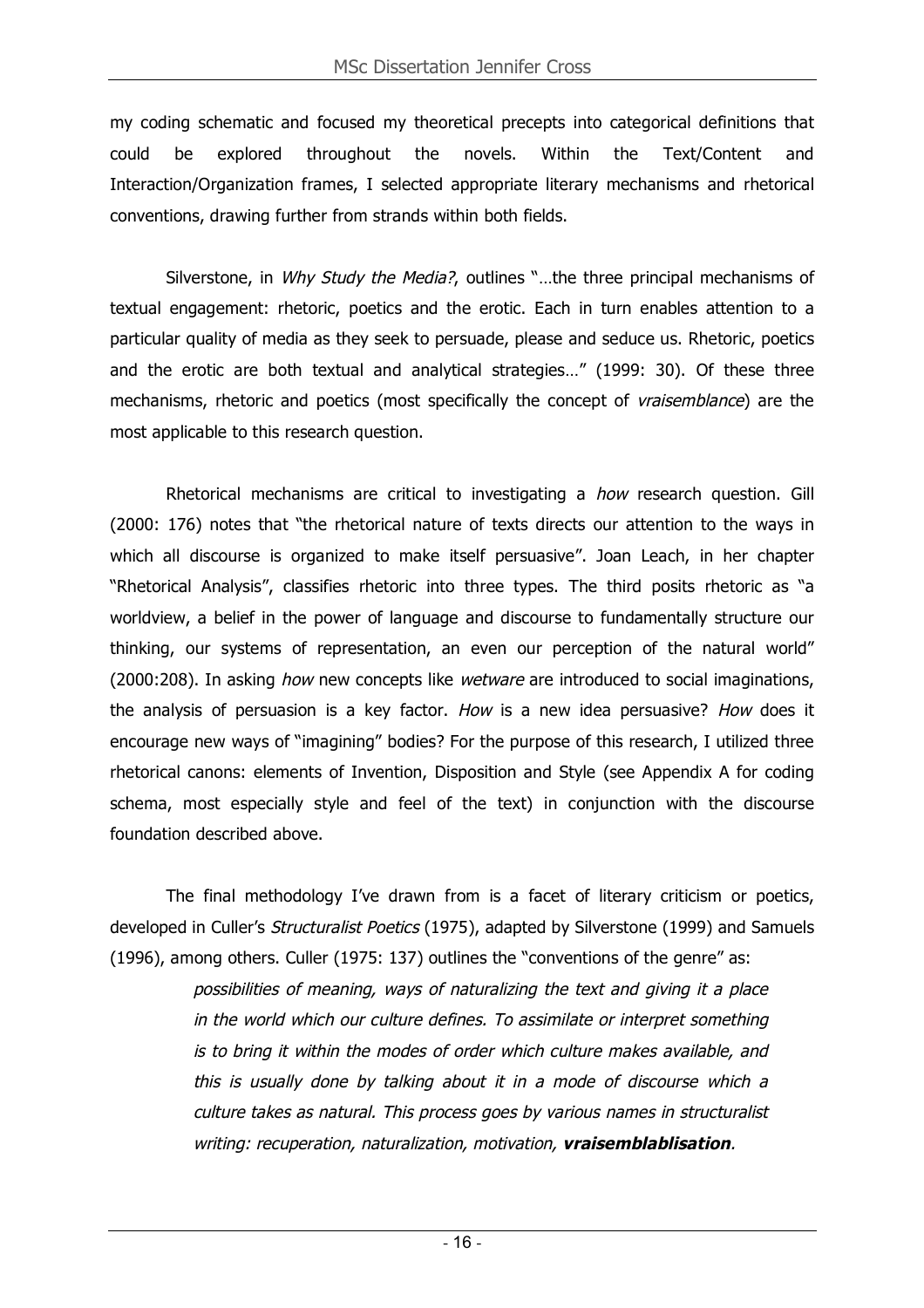my coding schematic and focused my theoretical precepts into categorical definitions that could be explored throughout the novels. Within the Text/Content and Interaction/Organization frames, I selected appropriate literary mechanisms and rhetorical conventions, drawing further from strands within both fields.

Silverstone, in *Why Study the Media?*, outlines "…the three principal mechanisms of textual engagement: rhetoric, poetics and the erotic. Each in turn enables attention to a particular quality of media as they seek to persuade, please and seduce us. Rhetoric, poetics and the erotic are both textual and analytical strategies…" (1999: 30). Of these three mechanisms, rhetoric and poetics (most specifically the concept of *vraisemblance*) are the most applicable to this research question.

Rhetorical mechanisms are critical to investigating a *how* research question. Gill (2000: 176) notes that "the rhetorical nature of texts directs our attention to the ways in which all discourse is organized to make itself persuasive". Joan Leach, in her chapter "Rhetorical Analysis", classifies rhetoric into three types. The third posits rhetoric as "a worldview, a belief in the power of language and discourse to fundamentally structure our thinking, our systems of representation, an even our perception of the natural world" (2000:208). In asking *how* new concepts like *wetware* are introduced to social imaginations, the analysis of persuasion is a key factor. *How* is a new idea persuasive? *How* does it encourage new ways of "imagining" bodies? For the purpose of this research, I utilized three rhetorical canons: elements of Invention, Disposition and Style (see Appendix A for coding schema, most especially style and feel of the text) in conjunction with the discourse foundation described above.

The final methodology I've drawn from is a facet of literary criticism or poetics, developed in Culler's *Structuralist Poetics* (1975), adapted by Silverstone (1999) and Samuels (1996), among others. Culler (1975: 137) outlines the "conventions of the genre" as:

> *possibilities of meaning, ways of naturalizing the text and giving it a place in the world which our culture defines. To assimilate or interpret something is to bring it within the modes of order which culture makes available, and this is usually done by talking about it in a mode of discourse which a culture takes as natural. This process goes by various names in structuralist writing: recuperation, naturalization, motivation,* ***vraisemblablisation****.*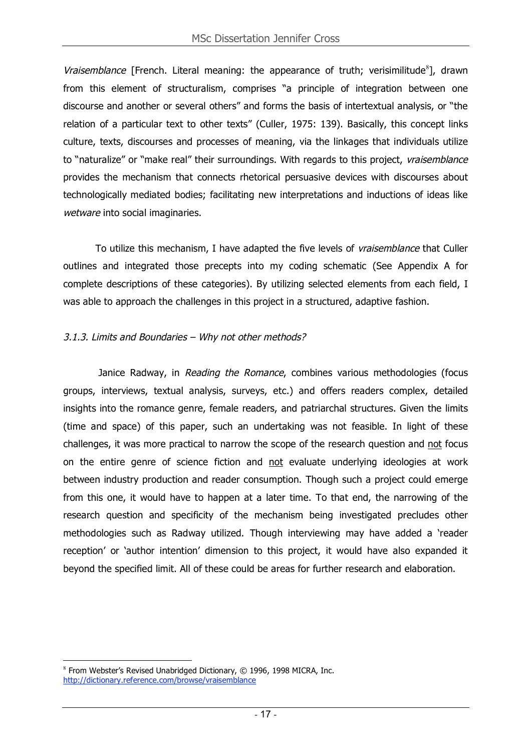*Vraisemblance* [French. Literal meaning: the appearance of truth; verisimilitude[8]], drawn from this element of structuralism, comprises "a principle of integration between one discourse and another or several others" and forms the basis of intertextual analysis, or "the relation of a particular text to other texts" (Culler, 1975: 139). Basically, this concept links culture, texts, discourses and processes of meaning, via the linkages that individuals utilize to "naturalize" or "make real" their surroundings. With regards to this project, *vraisemblance* provides the mechanism that connects rhetorical persuasive devices with discourses about technologically mediated bodies; facilitating new interpretations and inductions of ideas like *wetware* into social imaginaries.

To utilize this mechanism, I have adapted the five levels of *vraisemblance* that Culler outlines and integrated those precepts into my coding schematic (See Appendix A for complete descriptions of these categories). By utilizing selected elements from each field, I was able to approach the challenges in this project in a structured, adaptive fashion.

### *3.1.3. Limits and Boundaries – Why not other methods?*

Janice Radway, in *Reading the Romance*, combines various methodologies (focus groups, interviews, textual analysis, surveys, etc.) and offers readers complex, detailed insights into the romance genre, female readers, and patriarchal structures. Given the limits (time and space) of this paper, such an undertaking was not feasible. In light of these challenges, it was more practical to narrow the scope of the research question and <u>not</u> focus on the entire genre of science fiction and <u>not</u> evaluate underlying ideologies at work between industry production and reader consumption. Though such a project could emerge from this one, it would have to happen at a later time. To that end, the narrowing of the research question and specificity of the mechanism being investigated precludes other methodologies such as Radway utilized. Though interviewing may have added a 'reader reception' or 'author intention' dimension to this project, it would have also expanded it beyond the specified limit. All of these could be areas for further research and elaboration.

---

[8] From Webster's Revised Unabridged Dictionary, © 1996, 1998 MICRA, Inc. http://dictionary.reference.com/browse/vraisemblance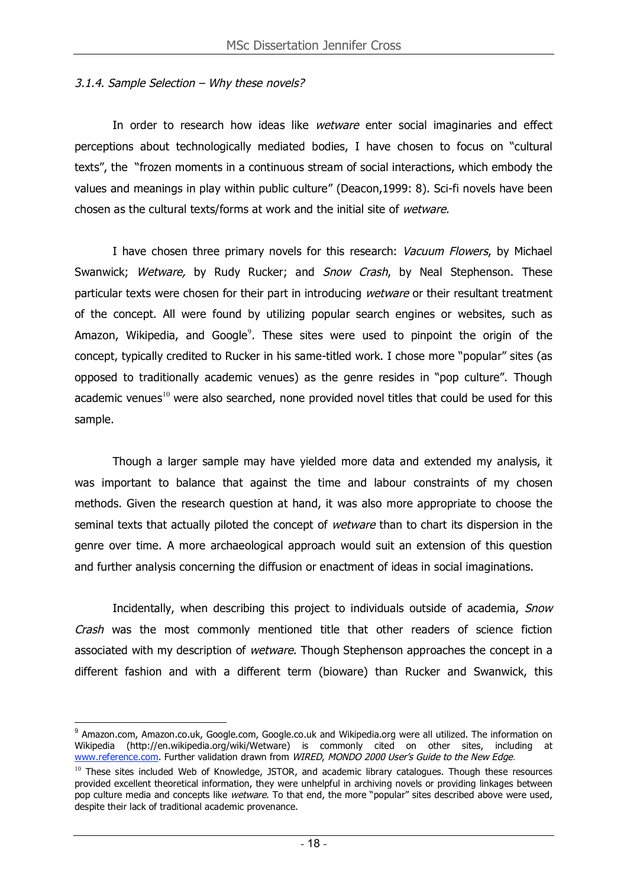### *3.1.4. Sample Selection – Why these novels?*

In order to research how ideas like *wetware* enter social imaginaries and effect perceptions about technologically mediated bodies, I have chosen to focus on "cultural texts", the "frozen moments in a continuous stream of social interactions, which embody the values and meanings in play within public culture" (Deacon,1999: 8). Sci-fi novels have been chosen as the cultural texts/forms at work and the initial site of *wetware*.

I have chosen three primary novels for this research: *Vacuum Flowers*, by Michael Swanwick; *Wetware,* by Rudy Rucker; and *Snow Crash*, by Neal Stephenson. These particular texts were chosen for their part in introducing *wetware* or their resultant treatment of the concept. All were found by utilizing popular search engines or websites, such as Amazon, Wikipedia, and Google[9]. These sites were used to pinpoint the origin of the concept, typically credited to Rucker in his same-titled work. I chose more "popular" sites (as opposed to traditionally academic venues) as the genre resides in "pop culture". Though academic venues[10] were also searched, none provided novel titles that could be used for this sample.

Though a larger sample may have yielded more data and extended my analysis, it was important to balance that against the time and labour constraints of my chosen methods. Given the research question at hand, it was also more appropriate to choose the seminal texts that actually piloted the concept of *wetware* than to chart its dispersion in the genre over time. A more archaeological approach would suit an extension of this question and further analysis concerning the diffusion or enactment of ideas in social imaginations.

Incidentally, when describing this project to individuals outside of academia, *Snow Crash* was the most commonly mentioned title that other readers of science fiction associated with my description of *wetware*. Though Stephenson approaches the concept in a different fashion and with a different term (bioware) than Rucker and Swanwick, this

---

[9] Amazon.com, Amazon.co.uk, Google.com, Google.co.uk and Wikipedia.org were all utilized. The information on Wikipedia (http://en.wikipedia.org/wiki/Wetware) is commonly cited on other sites, including at www.reference.com. Further validation drawn from *WIRED*, *MONDO 2000 User's Guide to the New Edge.*

[10] These sites included Web of Knowledge, JSTOR, and academic library catalogues. Though these resources provided excellent theoretical information, they were unhelpful in archiving novels or providing linkages between pop culture media and concepts like *wetware*. To that end, the more "popular" sites described above were used, despite their lack of traditional academic provenance.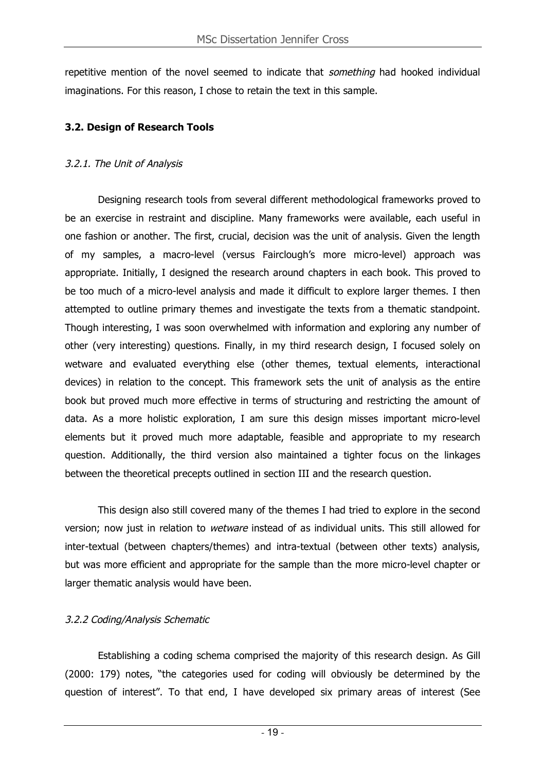repetitive mention of the novel seemed to indicate that *something* had hooked individual imaginations. For this reason, I chose to retain the text in this sample.

### 3.2. Design of Research Tools

#### *3.2.1. The Unit of Analysis*

Designing research tools from several different methodological frameworks proved to be an exercise in restraint and discipline. Many frameworks were available, each useful in one fashion or another. The first, crucial, decision was the unit of analysis. Given the length of my samples, a macro-level (versus Fairclough's more micro-level) approach was appropriate. Initially, I designed the research around chapters in each book. This proved to be too much of a micro-level analysis and made it difficult to explore larger themes. I then attempted to outline primary themes and investigate the texts from a thematic standpoint. Though interesting, I was soon overwhelmed with information and exploring any number of other (very interesting) questions. Finally, in my third research design, I focused solely on wetware and evaluated everything else (other themes, textual elements, interactional devices) in relation to the concept. This framework sets the unit of analysis as the entire book but proved much more effective in terms of structuring and restricting the amount of data. As a more holistic exploration, I am sure this design misses important micro-level elements but it proved much more adaptable, feasible and appropriate to my research question. Additionally, the third version also maintained a tighter focus on the linkages between the theoretical precepts outlined in section III and the research question.

This design also still covered many of the themes I had tried to explore in the second version; now just in relation to *wetware* instead of as individual units. This still allowed for inter-textual (between chapters/themes) and intra-textual (between other texts) analysis, but was more efficient and appropriate for the sample than the more micro-level chapter or larger thematic analysis would have been.

#### *3.2.2 Coding/Analysis Schematic*

Establishing a coding schema comprised the majority of this research design. As Gill (2000: 179) notes, "the categories used for coding will obviously be determined by the question of interest". To that end, I have developed six primary areas of interest (See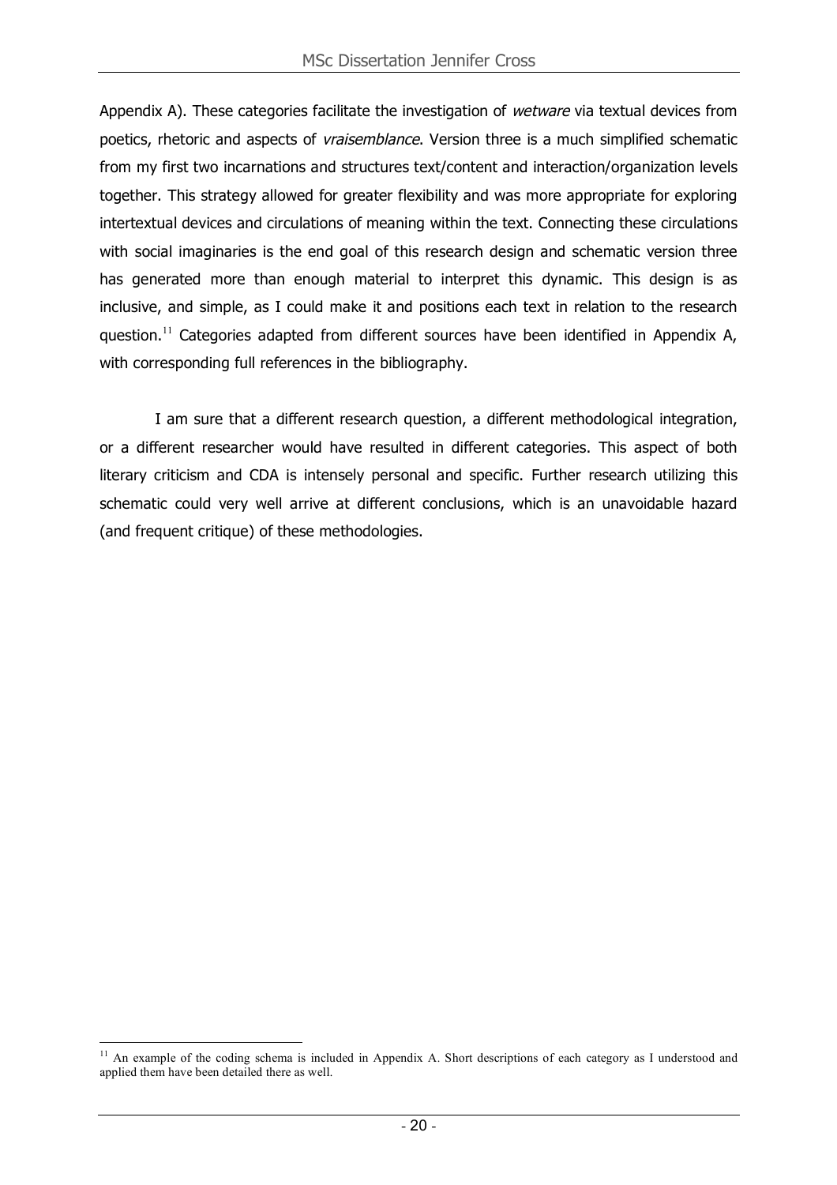Appendix A). These categories facilitate the investigation of *wetware* via textual devices from poetics, rhetoric and aspects of *vraisemblance*. Version three is a much simplified schematic from my first two incarnations and structures text/content and interaction/organization levels together. This strategy allowed for greater flexibility and was more appropriate for exploring intertextual devices and circulations of meaning within the text. Connecting these circulations with social imaginaries is the end goal of this research design and schematic version three has generated more than enough material to interpret this dynamic. This design is as inclusive, and simple, as I could make it and positions each text in relation to the research question.[11] Categories adapted from different sources have been identified in Appendix A, with corresponding full references in the bibliography.

I am sure that a different research question, a different methodological integration, or a different researcher would have resulted in different categories. This aspect of both literary criticism and CDA is intensely personal and specific. Further research utilizing this schematic could very well arrive at different conclusions, which is an unavoidable hazard (and frequent critique) of these methodologies.

[11] An example of the coding schema is included in Appendix A. Short descriptions of each category as I understood and applied them have been detailed there as well.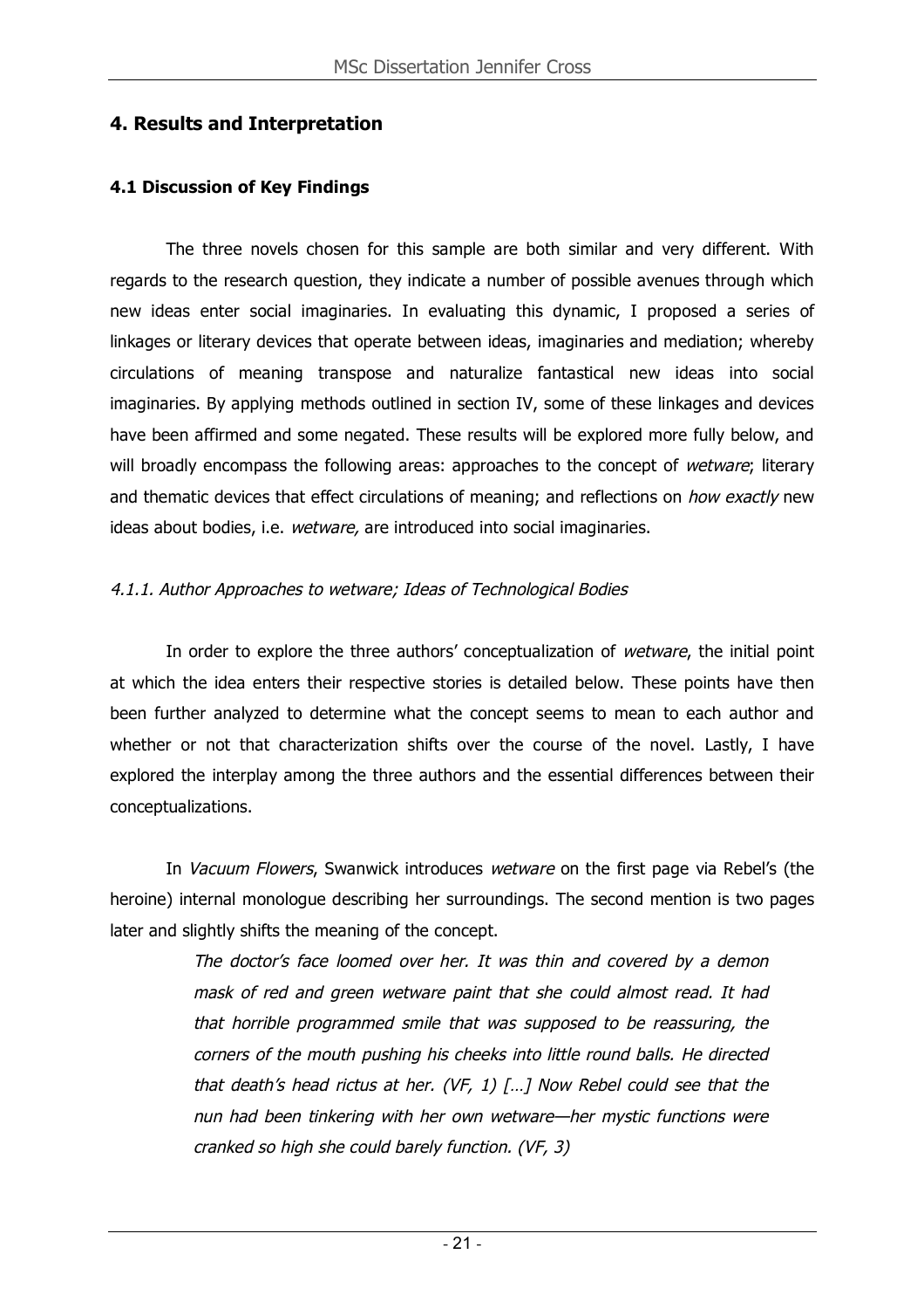## 4. Results and Interpretation

### 4.1 Discussion of Key Findings

The three novels chosen for this sample are both similar and very different. With regards to the research question, they indicate a number of possible avenues through which new ideas enter social imaginaries. In evaluating this dynamic, I proposed a series of linkages or literary devices that operate between ideas, imaginaries and mediation; whereby circulations of meaning transpose and naturalize fantastical new ideas into social imaginaries. By applying methods outlined in section IV, some of these linkages and devices have been affirmed and some negated. These results will be explored more fully below, and will broadly encompass the following areas: approaches to the concept of *wetware*; literary and thematic devices that effect circulations of meaning; and reflections on *how exactly* new ideas about bodies, i.e. *wetware,* are introduced into social imaginaries.

#### *4.1.1. Author Approaches to wetware; Ideas of Technological Bodies*

In order to explore the three authors' conceptualization of *wetware*, the initial point at which the idea enters their respective stories is detailed below. These points have then been further analyzed to determine what the concept seems to mean to each author and whether or not that characterization shifts over the course of the novel. Lastly, I have explored the interplay among the three authors and the essential differences between their conceptualizations.

In *Vacuum Flowers*, Swanwick introduces *wetware* on the first page via Rebel's (the heroine) internal monologue describing her surroundings. The second mention is two pages later and slightly shifts the meaning of the concept.

> *The doctor's face loomed over her. It was thin and covered by a demon mask of red and green wetware paint that she could almost read. It had that horrible programmed smile that was supposed to be reassuring, the corners of the mouth pushing his cheeks into little round balls. He directed that death's head rictus at her. (VF, 1) […] Now Rebel could see that the nun had been tinkering with her own wetware—her mystic functions were cranked so high she could barely function. (VF, 3)*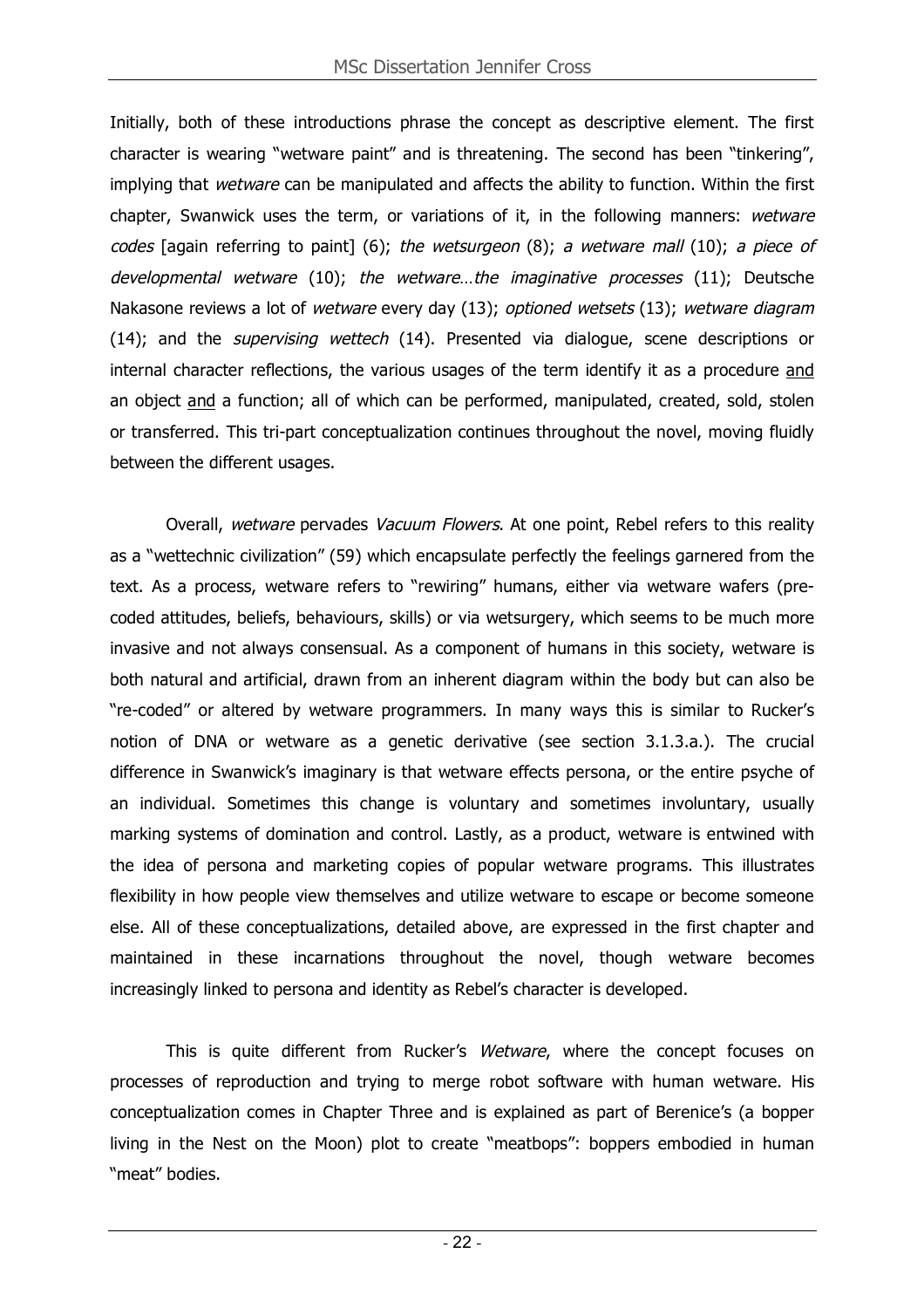Initially, both of these introductions phrase the concept as descriptive element. The first character is wearing "wetware paint" and is threatening. The second has been "tinkering", implying that *wetware* can be manipulated and affects the ability to function. Within the first chapter, Swanwick uses the term, or variations of it, in the following manners: *wetware codes* [again referring to paint] (6); *the wetsurgeon* (8); *a wetware mall* (10); *a piece of developmental wetware* (10); *the wetware…the imaginative processes* (11); Deutsche Nakasone reviews a lot of *wetware* every day (13); *optioned wetsets* (13); *wetware diagram* (14); and the *supervising wettech* (14). Presented via dialogue, scene descriptions or internal character reflections, the various usages of the term identify it as a procedure <u>and</u> an object <u>and</u> a function; all of which can be performed, manipulated, created, sold, stolen or transferred. This tri-part conceptualization continues throughout the novel, moving fluidly between the different usages.

Overall, *wetware* pervades *Vacuum Flowers*. At one point, Rebel refers to this reality as a "wettechnic civilization" (59) which encapsulate perfectly the feelings garnered from the text. As a process, wetware refers to "rewiring" humans, either via wetware wafers (pre-coded attitudes, beliefs, behaviours, skills) or via wetsurgery, which seems to be much more invasive and not always consensual. As a component of humans in this society, wetware is both natural and artificial, drawn from an inherent diagram within the body but can also be "re-coded" or altered by wetware programmers. In many ways this is similar to Rucker's notion of DNA or wetware as a genetic derivative (see section 3.1.3.a.). The crucial difference in Swanwick's imaginary is that wetware effects persona, or the entire psyche of an individual. Sometimes this change is voluntary and sometimes involuntary, usually marking systems of domination and control. Lastly, as a product, wetware is entwined with the idea of persona and marketing copies of popular wetware programs. This illustrates flexibility in how people view themselves and utilize wetware to escape or become someone else. All of these conceptualizations, detailed above, are expressed in the first chapter and maintained in these incarnations throughout the novel, though wetware becomes increasingly linked to persona and identity as Rebel's character is developed.

This is quite different from Rucker's *Wetware*, where the concept focuses on processes of reproduction and trying to merge robot software with human wetware. His conceptualization comes in Chapter Three and is explained as part of Berenice's (a bopper living in the Nest on the Moon) plot to create "meatbops": boppers embodied in human "meat" bodies.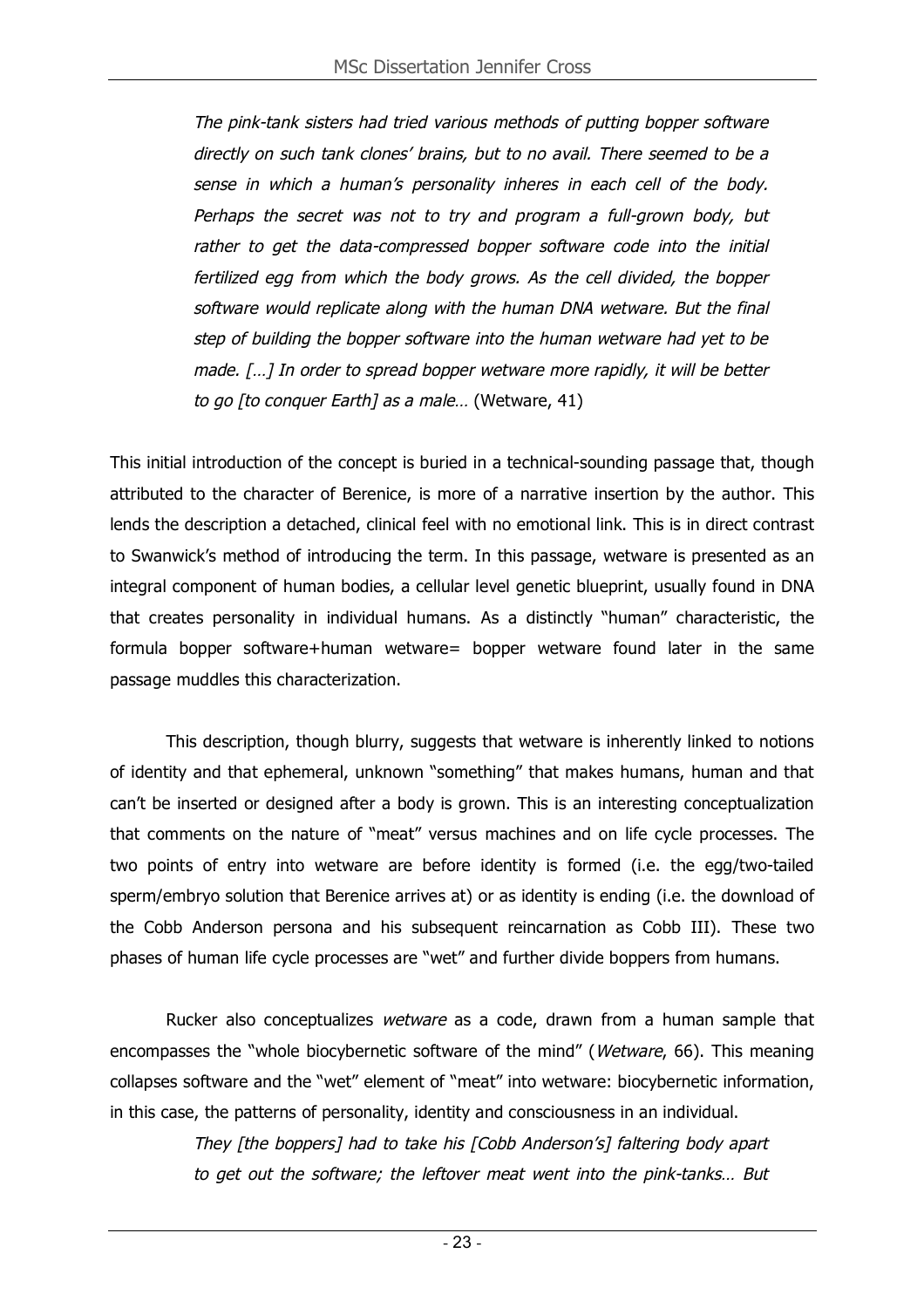> *The pink-tank sisters had tried various methods of putting bopper software directly on such tank clones' brains, but to no avail. There seemed to be a sense in which a human's personality inheres in each cell of the body. Perhaps the secret was not to try and program a full-grown body, but rather to get the data-compressed bopper software code into the initial fertilized egg from which the body grows. As the cell divided, the bopper software would replicate along with the human DNA wetware. But the final step of building the bopper software into the human wetware had yet to be made. […] In order to spread bopper wetware more rapidly, it will be better to go [to conquer Earth] as a male…* (Wetware, 41)

This initial introduction of the concept is buried in a technical-sounding passage that, though attributed to the character of Berenice, is more of a narrative insertion by the author. This lends the description a detached, clinical feel with no emotional link. This is in direct contrast to Swanwick's method of introducing the term. In this passage, wetware is presented as an integral component of human bodies, a cellular level genetic blueprint, usually found in DNA that creates personality in individual humans. As a distinctly "human" characteristic, the formula bopper software+human wetware= bopper wetware found later in the same passage muddles this characterization.

This description, though blurry, suggests that wetware is inherently linked to notions of identity and that ephemeral, unknown "something" that makes humans, human and that can't be inserted or designed after a body is grown. This is an interesting conceptualization that comments on the nature of "meat" versus machines and on life cycle processes. The two points of entry into wetware are before identity is formed (i.e. the egg/two-tailed sperm/embryo solution that Berenice arrives at) or as identity is ending (i.e. the download of the Cobb Anderson persona and his subsequent reincarnation as Cobb III). These two phases of human life cycle processes are "wet" and further divide boppers from humans.

Rucker also conceptualizes *wetware* as a code, drawn from a human sample that encompasses the "whole biocybernetic software of the mind" (*Wetware*, 66). This meaning collapses software and the "wet" element of "meat" into wetware: biocybernetic information, in this case, the patterns of personality, identity and consciousness in an individual.

> *They [the boppers] had to take his [Cobb Anderson's] faltering body apart to get out the software; the leftover meat went into the pink-tanks… But*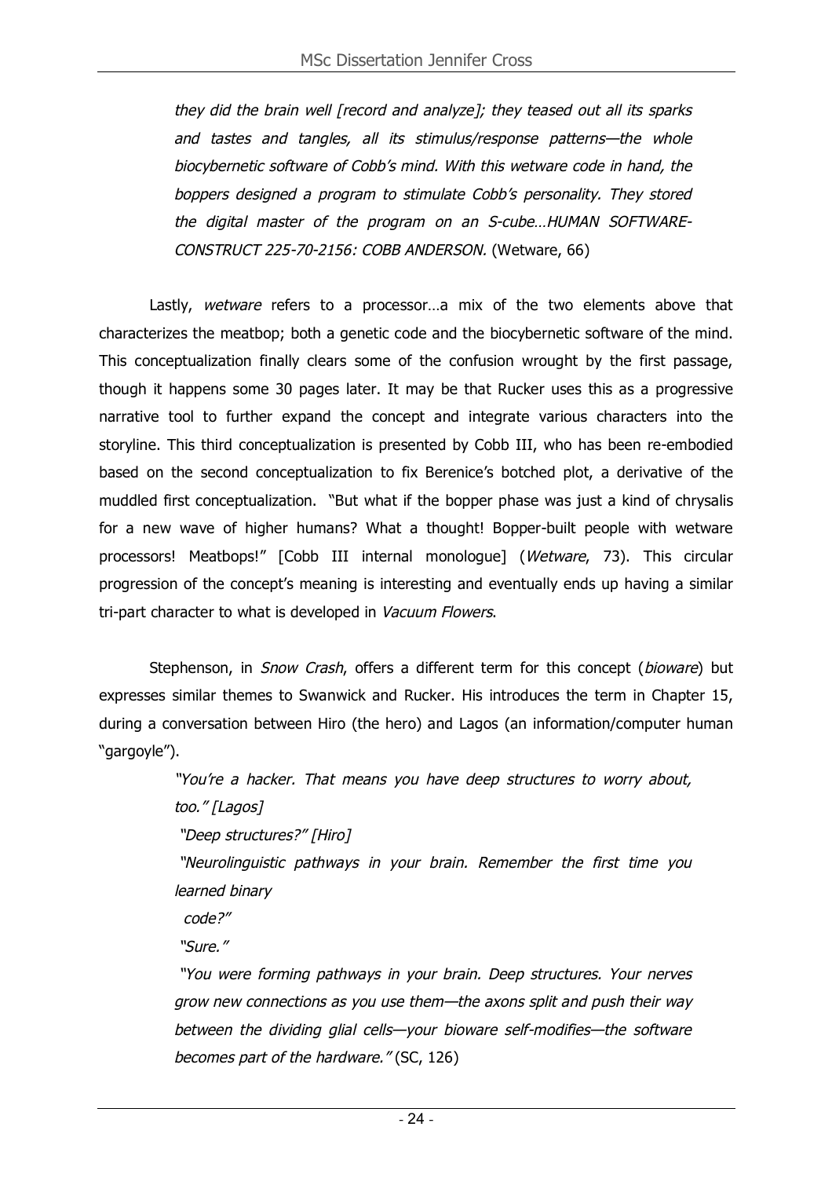> *they did the brain well [record and analyze]; they teased out all its sparks and tastes and tangles, all its stimulus/response patterns—the whole biocybernetic software of Cobb's mind. With this wetware code in hand, the boppers designed a program to stimulate Cobb's personality. They stored the digital master of the program on an S-cube…HUMAN SOFTWARE-CONSTRUCT 225-70-2156: COBB ANDERSON.* (Wetware, 66)

Lastly, *wetware* refers to a processor…a mix of the two elements above that characterizes the meatbop; both a genetic code and the biocybernetic software of the mind. This conceptualization finally clears some of the confusion wrought by the first passage, though it happens some 30 pages later. It may be that Rucker uses this as a progressive narrative tool to further expand the concept and integrate various characters into the storyline. This third conceptualization is presented by Cobb III, who has been re-embodied based on the second conceptualization to fix Berenice's botched plot, a derivative of the muddled first conceptualization. "But what if the bopper phase was just a kind of chrysalis for a new wave of higher humans? What a thought! Bopper-built people with wetware processors! Meatbops!" [Cobb III internal monologue] (*Wetware*, 73). This circular progression of the concept's meaning is interesting and eventually ends up having a similar tri-part character to what is developed in *Vacuum Flowers*.

Stephenson, in *Snow Crash*, offers a different term for this concept (*bioware*) but expresses similar themes to Swanwick and Rucker. His introduces the term in Chapter 15, during a conversation between Hiro (the hero) and Lagos (an information/computer human "gargoyle").

> *"You're a hacker. That means you have deep structures to worry about, too." [Lagos]*
>
> *"Deep structures?" [Hiro]*
>
> *"Neurolinguistic pathways in your brain. Remember the first time you learned binary code?"*
>
> *"Sure."*
>
> *"You were forming pathways in your brain. Deep structures. Your nerves grow new connections as you use them—the axons split and push their way between the dividing glial cells—your bioware self-modifies—the software becomes part of the hardware."* (SC, 126)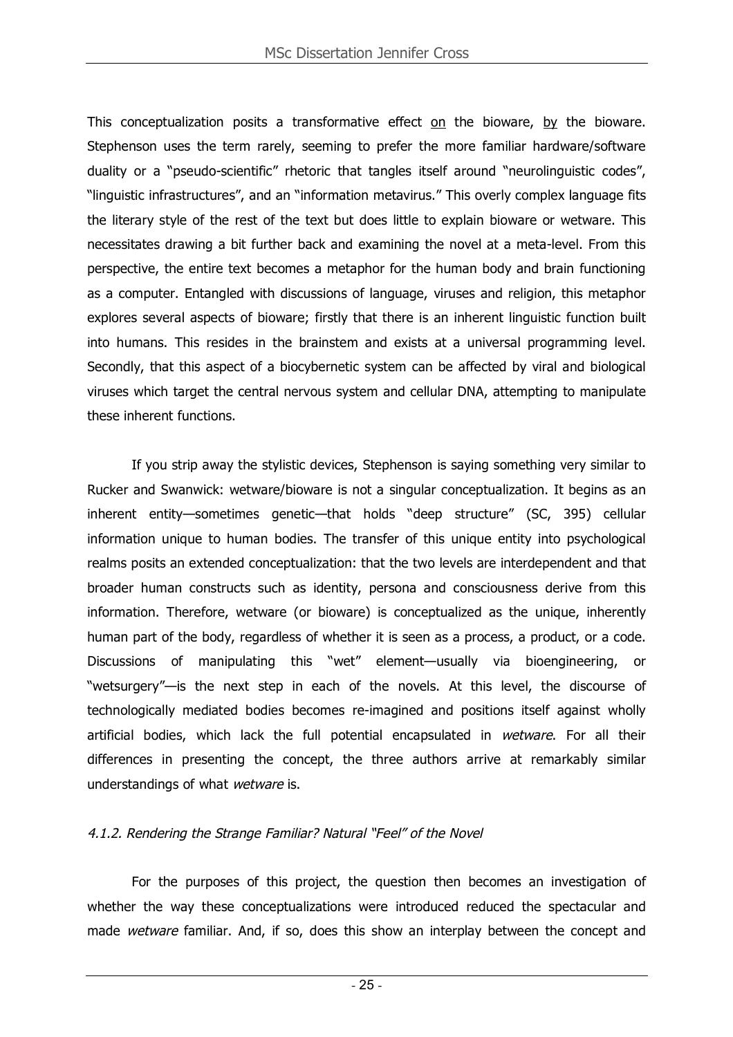This conceptualization posits a transformative effect <u>on</u> the bioware, <u>by</u> the bioware. Stephenson uses the term rarely, seeming to prefer the more familiar hardware/software duality or a "pseudo-scientific" rhetoric that tangles itself around "neurolinguistic codes", "linguistic infrastructures", and an "information metavirus." This overly complex language fits the literary style of the rest of the text but does little to explain bioware or wetware. This necessitates drawing a bit further back and examining the novel at a meta-level. From this perspective, the entire text becomes a metaphor for the human body and brain functioning as a computer. Entangled with discussions of language, viruses and religion, this metaphor explores several aspects of bioware; firstly that there is an inherent linguistic function built into humans. This resides in the brainstem and exists at a universal programming level. Secondly, that this aspect of a biocybernetic system can be affected by viral and biological viruses which target the central nervous system and cellular DNA, attempting to manipulate these inherent functions.

If you strip away the stylistic devices, Stephenson is saying something very similar to Rucker and Swanwick: wetware/bioware is not a singular conceptualization. It begins as an inherent entity—sometimes genetic—that holds "deep structure" (SC, 395) cellular information unique to human bodies. The transfer of this unique entity into psychological realms posits an extended conceptualization: that the two levels are interdependent and that broader human constructs such as identity, persona and consciousness derive from this information. Therefore, wetware (or bioware) is conceptualized as the unique, inherently human part of the body, regardless of whether it is seen as a process, a product, or a code. Discussions of manipulating this "wet" element—usually via bioengineering, or "wetsurgery"—is the next step in each of the novels. At this level, the discourse of technologically mediated bodies becomes re-imagined and positions itself against wholly artificial bodies, which lack the full potential encapsulated in *wetware*. For all their differences in presenting the concept, the three authors arrive at remarkably similar understandings of what *wetware* is.

#### *4.1.2. Rendering the Strange Familiar? Natural "Feel" of the Novel*

For the purposes of this project, the question then becomes an investigation of whether the way these conceptualizations were introduced reduced the spectacular and made *wetware* familiar. And, if so, does this show an interplay between the concept and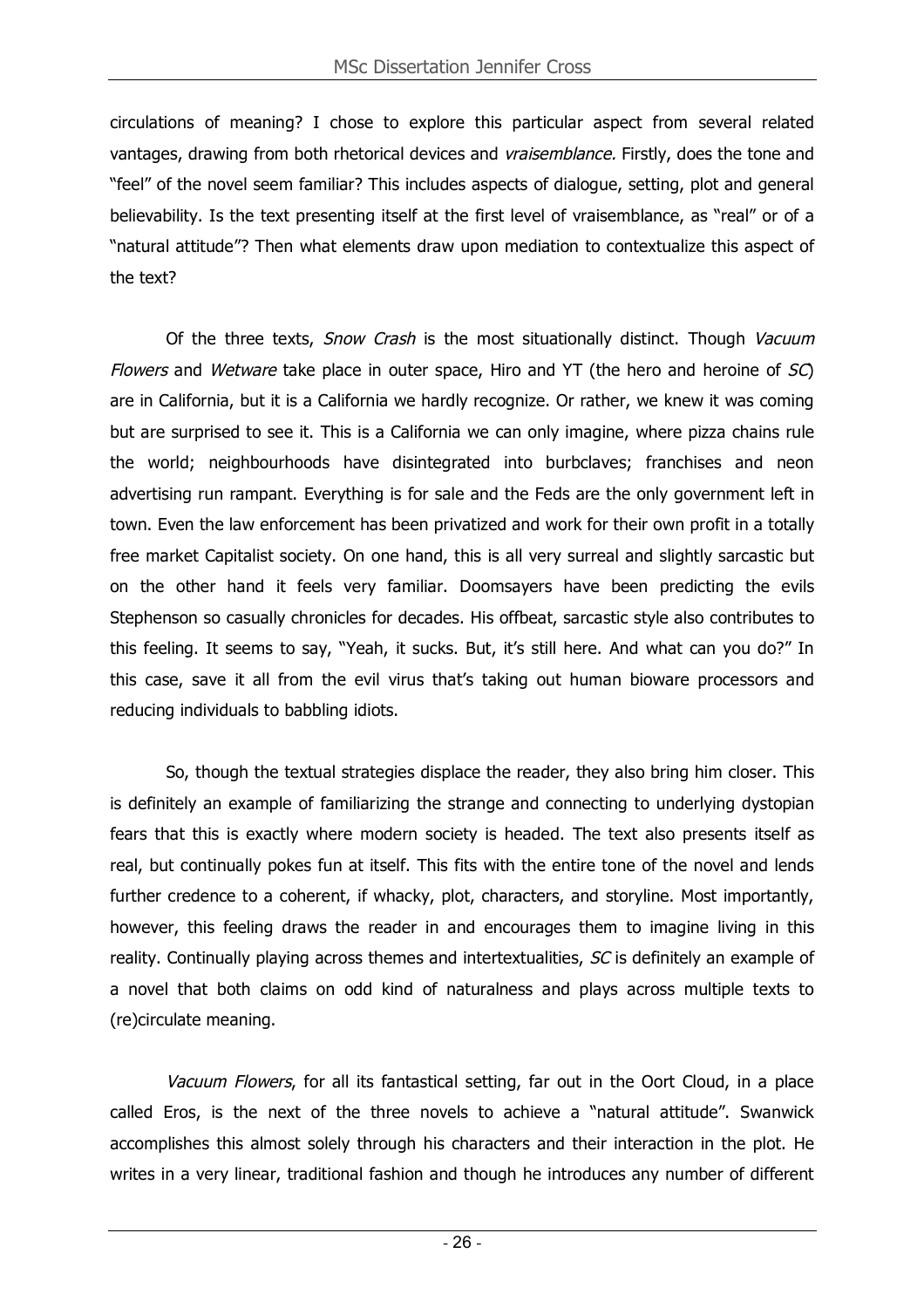circulations of meaning? I chose to explore this particular aspect from several related vantages, drawing from both rhetorical devices and *vraisemblance.* Firstly, does the tone and "feel" of the novel seem familiar? This includes aspects of dialogue, setting, plot and general believability. Is the text presenting itself at the first level of vraisemblance, as "real" or of a "natural attitude"? Then what elements draw upon mediation to contextualize this aspect of the text?

Of the three texts, *Snow Crash* is the most situationally distinct. Though *Vacuum Flowers* and *Wetware* take place in outer space, Hiro and YT (the hero and heroine of *SC*) are in California, but it is a California we hardly recognize. Or rather, we knew it was coming but are surprised to see it. This is a California we can only imagine, where pizza chains rule the world; neighbourhoods have disintegrated into burbclaves; franchises and neon advertising run rampant. Everything is for sale and the Feds are the only government left in town. Even the law enforcement has been privatized and work for their own profit in a totally free market Capitalist society. On one hand, this is all very surreal and slightly sarcastic but on the other hand it feels very familiar. Doomsayers have been predicting the evils Stephenson so casually chronicles for decades. His offbeat, sarcastic style also contributes to this feeling. It seems to say, "Yeah, it sucks. But, it's still here. And what can you do?" In this case, save it all from the evil virus that's taking out human bioware processors and reducing individuals to babbling idiots.

So, though the textual strategies displace the reader, they also bring him closer. This is definitely an example of familiarizing the strange and connecting to underlying dystopian fears that this is exactly where modern society is headed. The text also presents itself as real, but continually pokes fun at itself. This fits with the entire tone of the novel and lends further credence to a coherent, if whacky, plot, characters, and storyline. Most importantly, however, this feeling draws the reader in and encourages them to imagine living in this reality. Continually playing across themes and intertextualities, *SC* is definitely an example of a novel that both claims on odd kind of naturalness and plays across multiple texts to (re)circulate meaning.

*Vacuum Flowers*, for all its fantastical setting, far out in the Oort Cloud, in a place called Eros, is the next of the three novels to achieve a "natural attitude". Swanwick accomplishes this almost solely through his characters and their interaction in the plot. He writes in a very linear, traditional fashion and though he introduces any number of different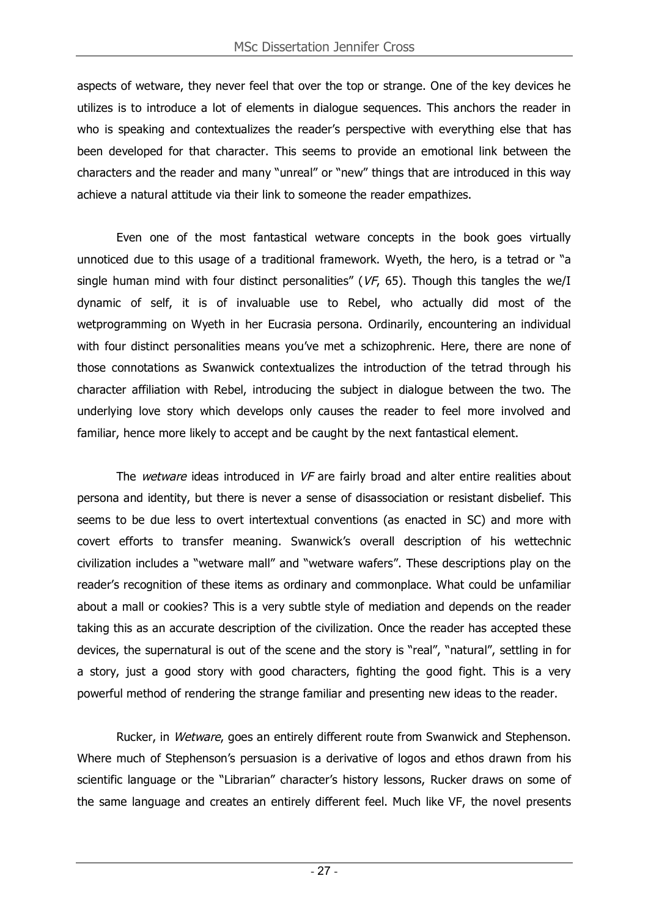aspects of wetware, they never feel that over the top or strange. One of the key devices he utilizes is to introduce a lot of elements in dialogue sequences. This anchors the reader in who is speaking and contextualizes the reader's perspective with everything else that has been developed for that character. This seems to provide an emotional link between the characters and the reader and many "unreal" or "new" things that are introduced in this way achieve a natural attitude via their link to someone the reader empathizes.

Even one of the most fantastical wetware concepts in the book goes virtually unnoticed due to this usage of a traditional framework. Wyeth, the hero, is a tetrad or "a single human mind with four distinct personalities" (*VF*, 65). Though this tangles the we/I dynamic of self, it is of invaluable use to Rebel, who actually did most of the wetprogramming on Wyeth in her Eucrasia persona. Ordinarily, encountering an individual with four distinct personalities means you've met a schizophrenic. Here, there are none of those connotations as Swanwick contextualizes the introduction of the tetrad through his character affiliation with Rebel, introducing the subject in dialogue between the two. The underlying love story which develops only causes the reader to feel more involved and familiar, hence more likely to accept and be caught by the next fantastical element.

The *wetware* ideas introduced in *VF* are fairly broad and alter entire realities about persona and identity, but there is never a sense of disassociation or resistant disbelief. This seems to be due less to overt intertextual conventions (as enacted in SC) and more with covert efforts to transfer meaning. Swanwick's overall description of his wettechnic civilization includes a "wetware mall" and "wetware wafers". These descriptions play on the reader's recognition of these items as ordinary and commonplace. What could be unfamiliar about a mall or cookies? This is a very subtle style of mediation and depends on the reader taking this as an accurate description of the civilization. Once the reader has accepted these devices, the supernatural is out of the scene and the story is "real", "natural", settling in for a story, just a good story with good characters, fighting the good fight. This is a very powerful method of rendering the strange familiar and presenting new ideas to the reader.

Rucker, in *Wetware*, goes an entirely different route from Swanwick and Stephenson. Where much of Stephenson's persuasion is a derivative of logos and ethos drawn from his scientific language or the "Librarian" character's history lessons, Rucker draws on some of the same language and creates an entirely different feel. Much like VF, the novel presents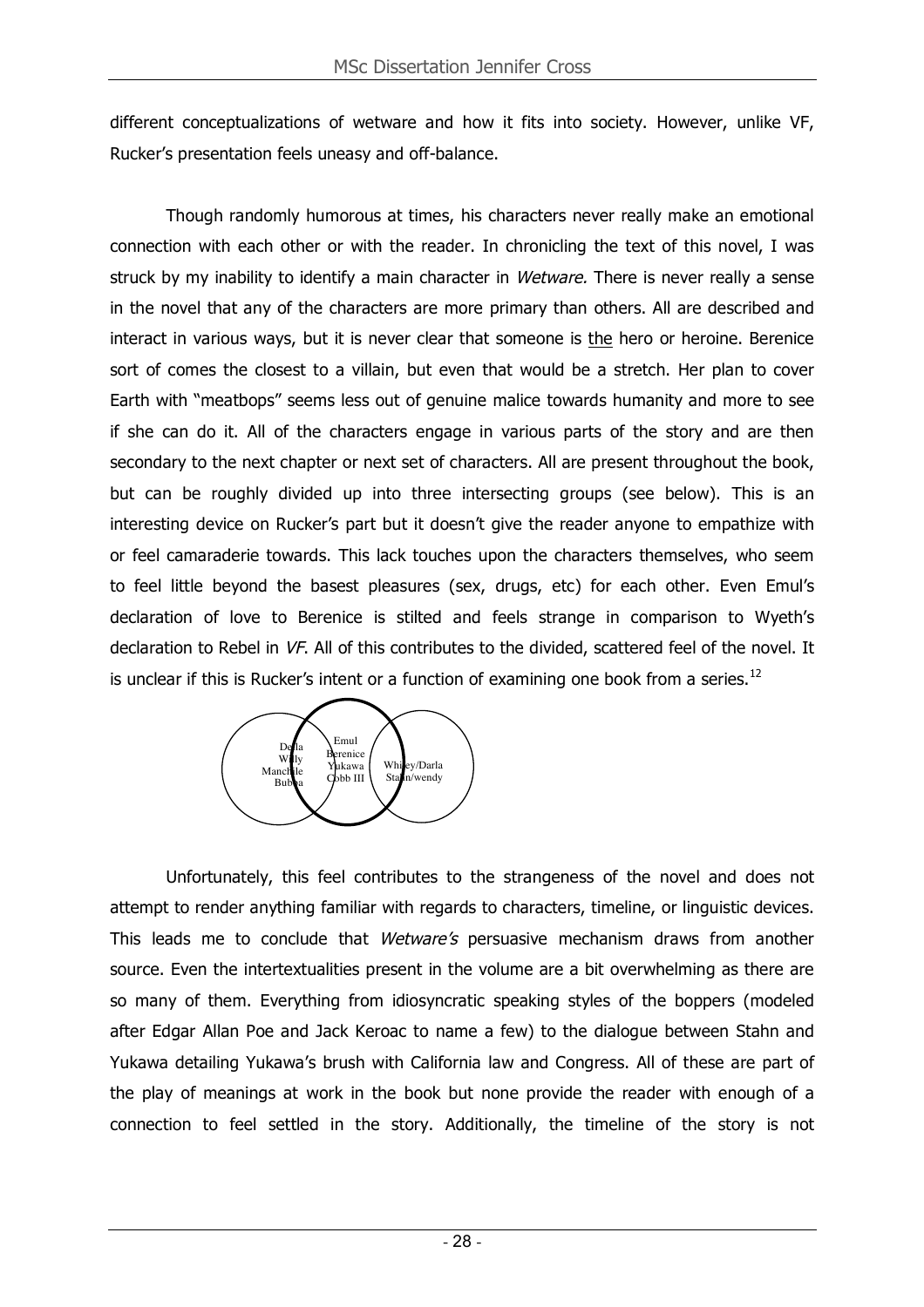different conceptualizations of wetware and how it fits into society. However, unlike VF, Rucker's presentation feels uneasy and off-balance.

Though randomly humorous at times, his characters never really make an emotional connection with each other or with the reader. In chronicling the text of this novel, I was struck by my inability to identify a main character in *Wetware.* There is never really a sense in the novel that any of the characters are more primary than others. All are described and interact in various ways, but it is never clear that someone is <u>the</u> hero or heroine. Berenice sort of comes the closest to a villain, but even that would be a stretch. Her plan to cover Earth with "meatbops" seems less out of genuine malice towards humanity and more to see if she can do it. All of the characters engage in various parts of the story and are then secondary to the next chapter or next set of characters. All are present throughout the book, but can be roughly divided up into three intersecting groups (see below). This is an interesting device on Rucker's part but it doesn't give the reader anyone to empathize with or feel camaraderie towards. This lack touches upon the characters themselves, who seem to feel little beyond the basest pleasures (sex, drugs, etc) for each other. Even Emul's declaration of love to Berenice is stilted and feels strange in comparison to Wyeth's declaration to Rebel in *VF*. All of this contributes to the divided, scattered feel of the novel. It is unclear if this is Rucker's intent or a function of examining one book from a series.[12]

Della
Willy
Manchile
Bubba

Emul
Berenice
Yukawa
Cobb III

Whitey/Darla
Stahn/wendy

Unfortunately, this feel contributes to the strangeness of the novel and does not attempt to render anything familiar with regards to characters, timeline, or linguistic devices. This leads me to conclude that *Wetware's* persuasive mechanism draws from another source. Even the intertextualities present in the volume are a bit overwhelming as there are so many of them. Everything from idiosyncratic speaking styles of the boppers (modeled after Edgar Allan Poe and Jack Keroac to name a few) to the dialogue between Stahn and Yukawa detailing Yukawa's brush with California law and Congress. All of these are part of the play of meanings at work in the book but none provide the reader with enough of a connection to feel settled in the story. Additionally, the timeline of the story is not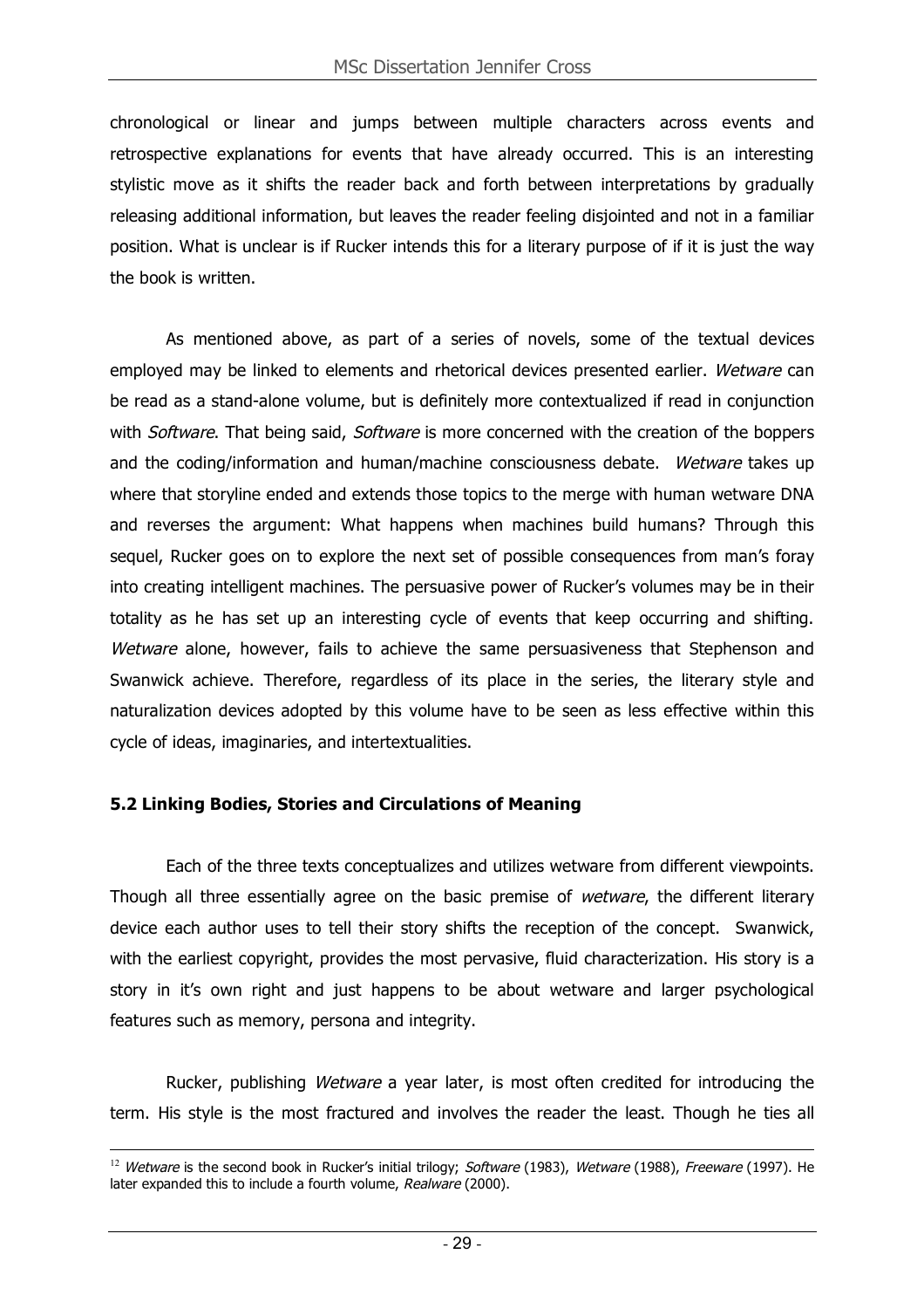chronological or linear and jumps between multiple characters across events and retrospective explanations for events that have already occurred. This is an interesting stylistic move as it shifts the reader back and forth between interpretations by gradually releasing additional information, but leaves the reader feeling disjointed and not in a familiar position. What is unclear is if Rucker intends this for a literary purpose of if it is just the way the book is written.

As mentioned above, as part of a series of novels, some of the textual devices employed may be linked to elements and rhetorical devices presented earlier. *Wetware* can be read as a stand-alone volume, but is definitely more contextualized if read in conjunction with *Software*. That being said, *Software* is more concerned with the creation of the boppers and the coding/information and human/machine consciousness debate. *Wetware* takes up where that storyline ended and extends those topics to the merge with human wetware DNA and reverses the argument: What happens when machines build humans? Through this sequel, Rucker goes on to explore the next set of possible consequences from man's foray into creating intelligent machines. The persuasive power of Rucker's volumes may be in their totality as he has set up an interesting cycle of events that keep occurring and shifting. *Wetware* alone, however, fails to achieve the same persuasiveness that Stephenson and Swanwick achieve. Therefore, regardless of its place in the series, the literary style and naturalization devices adopted by this volume have to be seen as less effective within this cycle of ideas, imaginaries, and intertextualities.

### 5.2 Linking Bodies, Stories and Circulations of Meaning

Each of the three texts conceptualizes and utilizes wetware from different viewpoints. Though all three essentially agree on the basic premise of *wetware*, the different literary device each author uses to tell their story shifts the reception of the concept. Swanwick, with the earliest copyright, provides the most pervasive, fluid characterization. His story is a story in it's own right and just happens to be about wetware and larger psychological features such as memory, persona and integrity.

Rucker, publishing *Wetware* a year later, is most often credited for introducing the term. His style is the most fractured and involves the reader the least. Though he ties all

[12] *Wetware* is the second book in Rucker's initial trilogy; *Software* (1983), *Wetware* (1988), *Freeware* (1997). He later expanded this to include a fourth volume, *Realware* (2000).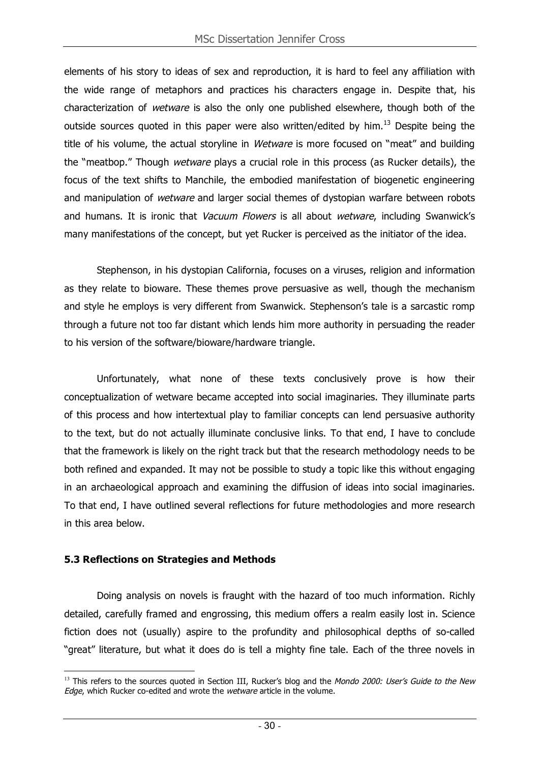elements of his story to ideas of sex and reproduction, it is hard to feel any affiliation with the wide range of metaphors and practices his characters engage in. Despite that, his characterization of *wetware* is also the only one published elsewhere, though both of the outside sources quoted in this paper were also written/edited by him.[13] Despite being the title of his volume, the actual storyline in *Wetware* is more focused on "meat" and building the "meatbop." Though *wetware* plays a crucial role in this process (as Rucker details), the focus of the text shifts to Manchile, the embodied manifestation of biogenetic engineering and manipulation of *wetware* and larger social themes of dystopian warfare between robots and humans. It is ironic that *Vacuum Flowers* is all about *wetware*, including Swanwick's many manifestations of the concept, but yet Rucker is perceived as the initiator of the idea.

Stephenson, in his dystopian California, focuses on a viruses, religion and information as they relate to bioware. These themes prove persuasive as well, though the mechanism and style he employs is very different from Swanwick. Stephenson's tale is a sarcastic romp through a future not too far distant which lends him more authority in persuading the reader to his version of the software/bioware/hardware triangle.

Unfortunately, what none of these texts conclusively prove is how their conceptualization of wetware became accepted into social imaginaries. They illuminate parts of this process and how intertextual play to familiar concepts can lend persuasive authority to the text, but do not actually illuminate conclusive links. To that end, I have to conclude that the framework is likely on the right track but that the research methodology needs to be both refined and expanded. It may not be possible to study a topic like this without engaging in an archaeological approach and examining the diffusion of ideas into social imaginaries. To that end, I have outlined several reflections for future methodologies and more research in this area below.

### 5.3 Reflections on Strategies and Methods

Doing analysis on novels is fraught with the hazard of too much information. Richly detailed, carefully framed and engrossing, this medium offers a realm easily lost in. Science fiction does not (usually) aspire to the profundity and philosophical depths of so-called "great" literature, but what it does do is tell a mighty fine tale. Each of the three novels in

---

[13] This refers to the sources quoted in Section III, Rucker's blog and the *Mondo 2000: User's Guide to the New Edge*, which Rucker co-edited and wrote the *wetware* article in the volume.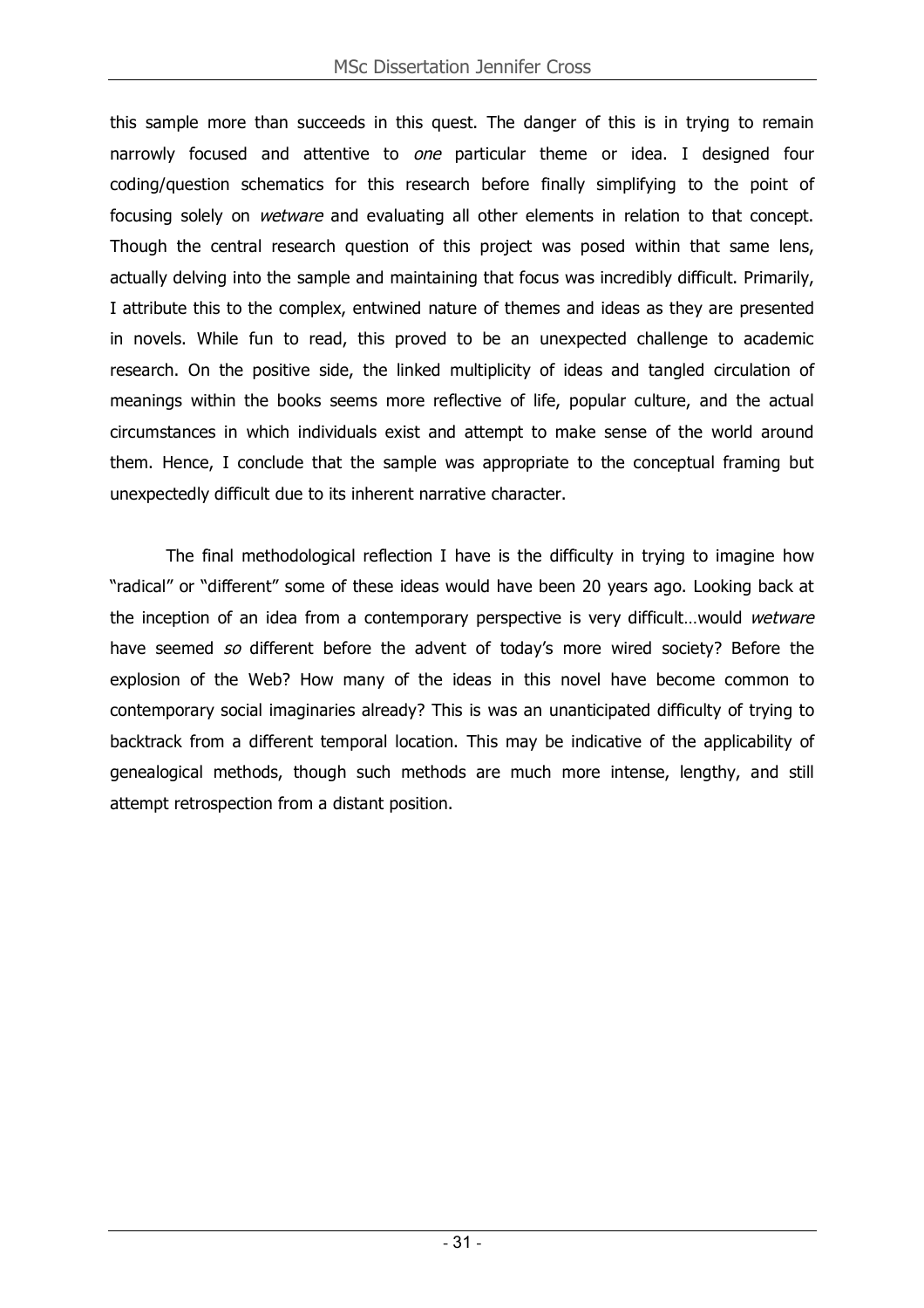this sample more than succeeds in this quest. The danger of this is in trying to remain narrowly focused and attentive to *one* particular theme or idea. I designed four coding/question schematics for this research before finally simplifying to the point of focusing solely on *wetware* and evaluating all other elements in relation to that concept. Though the central research question of this project was posed within that same lens, actually delving into the sample and maintaining that focus was incredibly difficult. Primarily, I attribute this to the complex, entwined nature of themes and ideas as they are presented in novels. While fun to read, this proved to be an unexpected challenge to academic research. On the positive side, the linked multiplicity of ideas and tangled circulation of meanings within the books seems more reflective of life, popular culture, and the actual circumstances in which individuals exist and attempt to make sense of the world around them. Hence, I conclude that the sample was appropriate to the conceptual framing but unexpectedly difficult due to its inherent narrative character.

The final methodological reflection I have is the difficulty in trying to imagine how "radical" or "different" some of these ideas would have been 20 years ago. Looking back at the inception of an idea from a contemporary perspective is very difficult…would *wetware* have seemed *so* different before the advent of today's more wired society? Before the explosion of the Web? How many of the ideas in this novel have become common to contemporary social imaginaries already? This is was an unanticipated difficulty of trying to backtrack from a different temporal location. This may be indicative of the applicability of genealogical methods, though such methods are much more intense, lengthy, and still attempt retrospection from a distant position.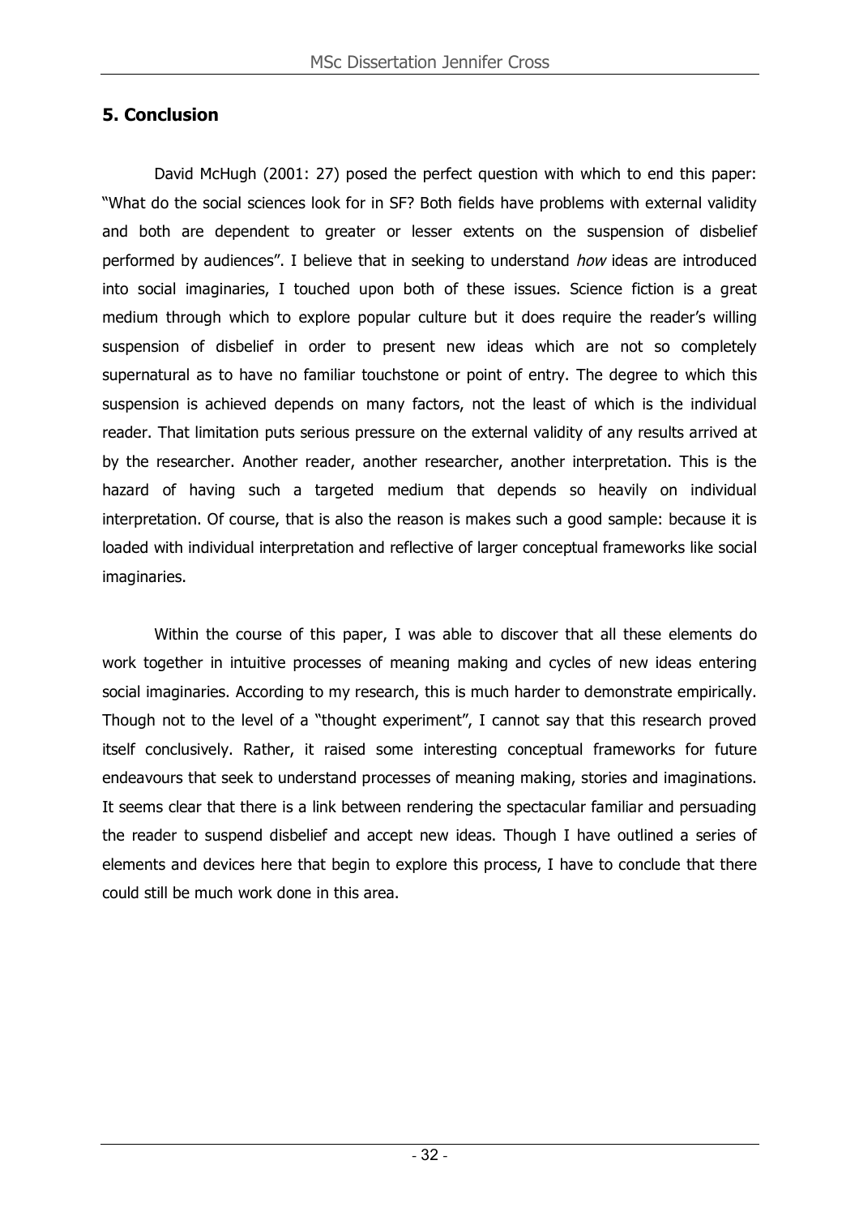## 5. Conclusion

David McHugh (2001: 27) posed the perfect question with which to end this paper: "What do the social sciences look for in SF? Both fields have problems with external validity and both are dependent to greater or lesser extents on the suspension of disbelief performed by audiences". I believe that in seeking to understand *how* ideas are introduced into social imaginaries, I touched upon both of these issues. Science fiction is a great medium through which to explore popular culture but it does require the reader's willing suspension of disbelief in order to present new ideas which are not so completely supernatural as to have no familiar touchstone or point of entry. The degree to which this suspension is achieved depends on many factors, not the least of which is the individual reader. That limitation puts serious pressure on the external validity of any results arrived at by the researcher. Another reader, another researcher, another interpretation. This is the hazard of having such a targeted medium that depends so heavily on individual interpretation. Of course, that is also the reason is makes such a good sample: because it is loaded with individual interpretation and reflective of larger conceptual frameworks like social imaginaries.

Within the course of this paper, I was able to discover that all these elements do work together in intuitive processes of meaning making and cycles of new ideas entering social imaginaries. According to my research, this is much harder to demonstrate empirically. Though not to the level of a "thought experiment", I cannot say that this research proved itself conclusively. Rather, it raised some interesting conceptual frameworks for future endeavours that seek to understand processes of meaning making, stories and imaginations. It seems clear that there is a link between rendering the spectacular familiar and persuading the reader to suspend disbelief and accept new ideas. Though I have outlined a series of elements and devices here that begin to explore this process, I have to conclude that there could still be much work done in this area.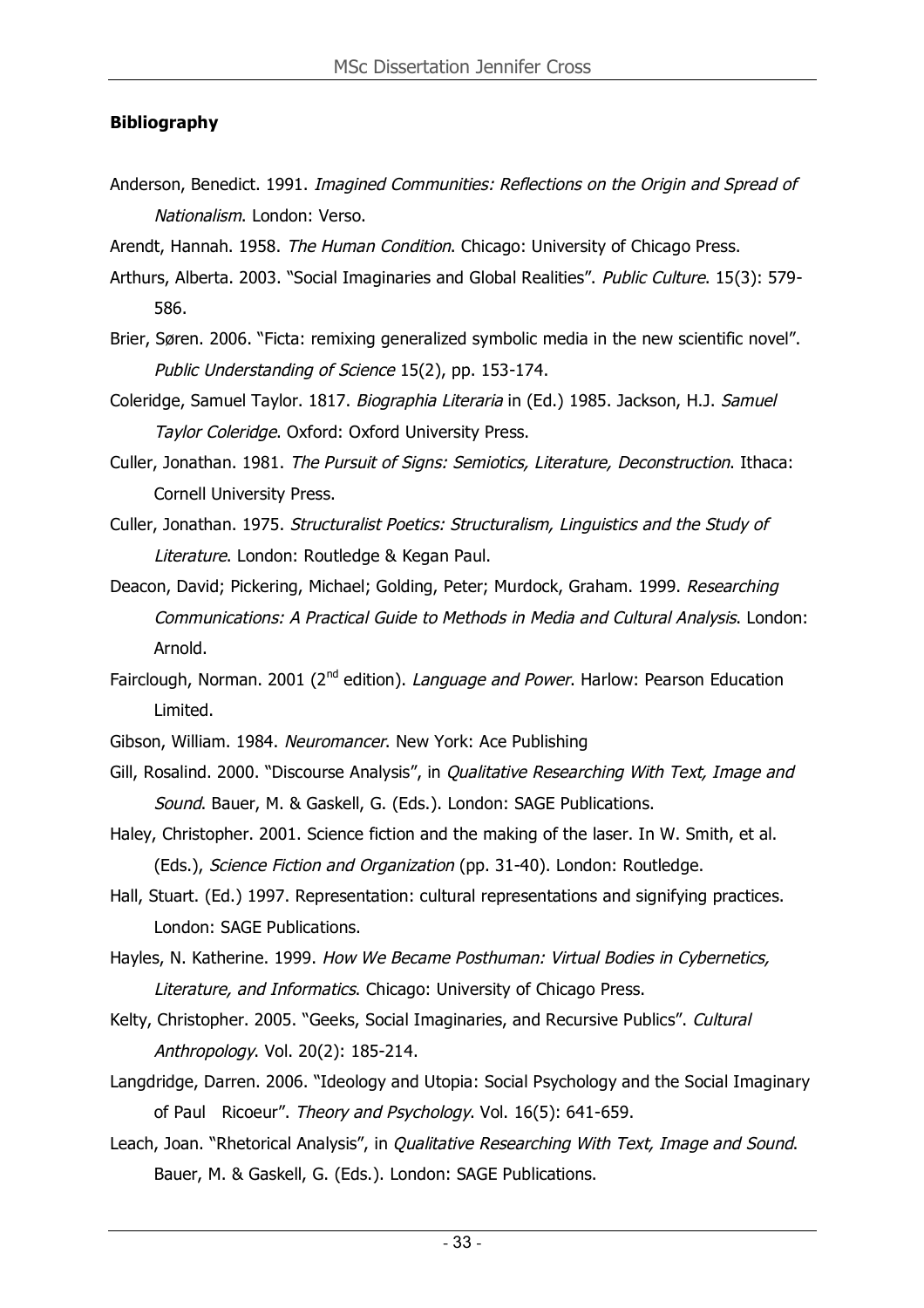**Bibliography**

Anderson, Benedict. 1991. *Imagined Communities: Reflections on the Origin and Spread of Nationalism*. London: Verso.

Arendt, Hannah. 1958. *The Human Condition*. Chicago: University of Chicago Press.

Arthurs, Alberta. 2003. "Social Imaginaries and Global Realities". *Public Culture*. 15(3): 579-586.

Brier, Søren. 2006. "Ficta: remixing generalized symbolic media in the new scientific novel". *Public Understanding of Science* 15(2), pp. 153-174.

Coleridge, Samuel Taylor. 1817. *Biographia Literaria* in (Ed.) 1985. Jackson, H.J. *Samuel Taylor Coleridge*. Oxford: Oxford University Press.

Culler, Jonathan. 1981. *The Pursuit of Signs: Semiotics, Literature, Deconstruction*. Ithaca: Cornell University Press.

Culler, Jonathan. 1975. *Structuralist Poetics: Structuralism, Linguistics and the Study of Literature*. London: Routledge & Kegan Paul.

Deacon, David; Pickering, Michael; Golding, Peter; Murdock, Graham. 1999. *Researching Communications: A Practical Guide to Methods in Media and Cultural Analysis*. London: Arnold.

Fairclough, Norman. 2001 (2nd edition). *Language and Power*. Harlow: Pearson Education Limited.

Gibson, William. 1984. *Neuromancer*. New York: Ace Publishing

Gill, Rosalind. 2000. "Discourse Analysis", in *Qualitative Researching With Text, Image and Sound*. Bauer, M. & Gaskell, G. (Eds.). London: SAGE Publications.

Haley, Christopher. 2001. Science fiction and the making of the laser. In W. Smith, et al. (Eds.), *Science Fiction and Organization* (pp. 31-40). London: Routledge.

Hall, Stuart. (Ed.) 1997. Representation: cultural representations and signifying practices. London: SAGE Publications.

Hayles, N. Katherine. 1999. *How We Became Posthuman: Virtual Bodies in Cybernetics, Literature, and Informatics*. Chicago: University of Chicago Press.

Kelty, Christopher. 2005. "Geeks, Social Imaginaries, and Recursive Publics". *Cultural Anthropology*. Vol. 20(2): 185-214.

Langdridge, Darren. 2006. "Ideology and Utopia: Social Psychology and the Social Imaginary of Paul Ricoeur". *Theory and Psychology*. Vol. 16(5): 641-659.

Leach, Joan. "Rhetorical Analysis", in *Qualitative Researching With Text, Image and Sound*. Bauer, M. & Gaskell, G. (Eds.). London: SAGE Publications.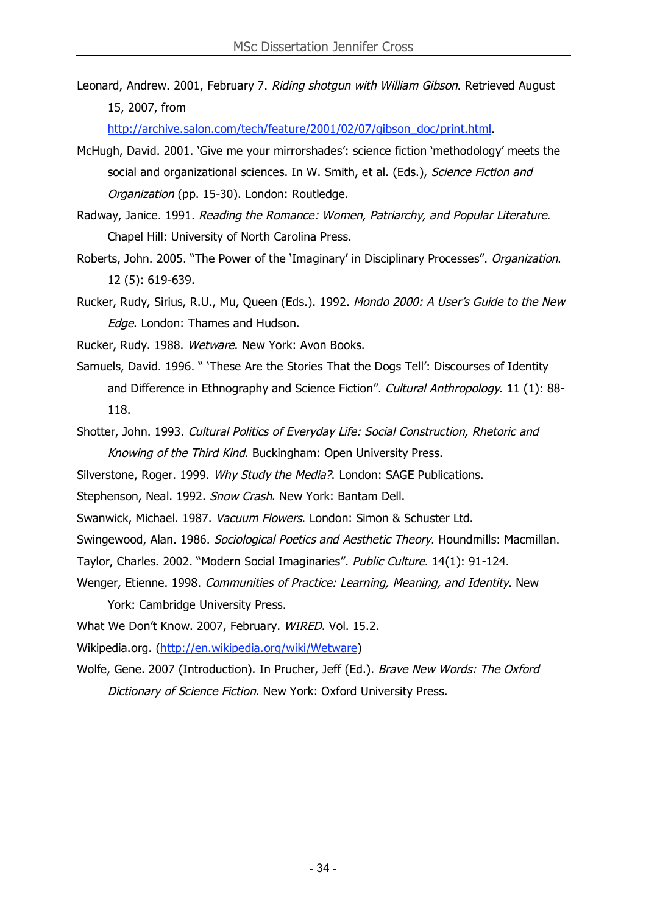Leonard, Andrew. 2001, February 7. *Riding shotgun with William Gibson*. Retrieved August 15, 2007, from http://archive.salon.com/tech/feature/2001/02/07/gibson_doc/print.html.

McHugh, David. 2001. 'Give me your mirrorshades': science fiction 'methodology' meets the social and organizational sciences. In W. Smith, et al. (Eds.), *Science Fiction and Organization* (pp. 15-30). London: Routledge.

Radway, Janice. 1991. *Reading the Romance: Women, Patriarchy, and Popular Literature*. Chapel Hill: University of North Carolina Press.

Roberts, John. 2005. "The Power of the 'Imaginary' in Disciplinary Processes". *Organization*. 12 (5): 619-639.

Rucker, Rudy, Sirius, R.U., Mu, Queen (Eds.). 1992. *Mondo 2000: A User's Guide to the New Edge*. London: Thames and Hudson.

Rucker, Rudy. 1988. *Wetware*. New York: Avon Books.

Samuels, David. 1996. " 'These Are the Stories That the Dogs Tell': Discourses of Identity and Difference in Ethnography and Science Fiction". *Cultural Anthropology*. 11 (1): 88-118.

Shotter, John. 1993. *Cultural Politics of Everyday Life: Social Construction, Rhetoric and Knowing of the Third Kind*. Buckingham: Open University Press.

Silverstone, Roger. 1999. *Why Study the Media?*. London: SAGE Publications.

Stephenson, Neal. 1992. *Snow Crash*. New York: Bantam Dell.

Swanwick, Michael. 1987. *Vacuum Flowers*. London: Simon & Schuster Ltd.

Swingewood, Alan. 1986. *Sociological Poetics and Aesthetic Theory*. Houndmills: Macmillan.

Taylor, Charles. 2002. "Modern Social Imaginaries". *Public Culture*. 14(1): 91-124.

Wenger, Etienne. 1998. *Communities of Practice: Learning, Meaning, and Identity*. New York: Cambridge University Press.

What We Don't Know. 2007, February. *WIRED*. Vol. 15.2.

Wikipedia.org. (http://en.wikipedia.org/wiki/Wetware)

Wolfe, Gene. 2007 (Introduction). In Prucher, Jeff (Ed.). *Brave New Words: The Oxford Dictionary of Science Fiction*. New York: Oxford University Press.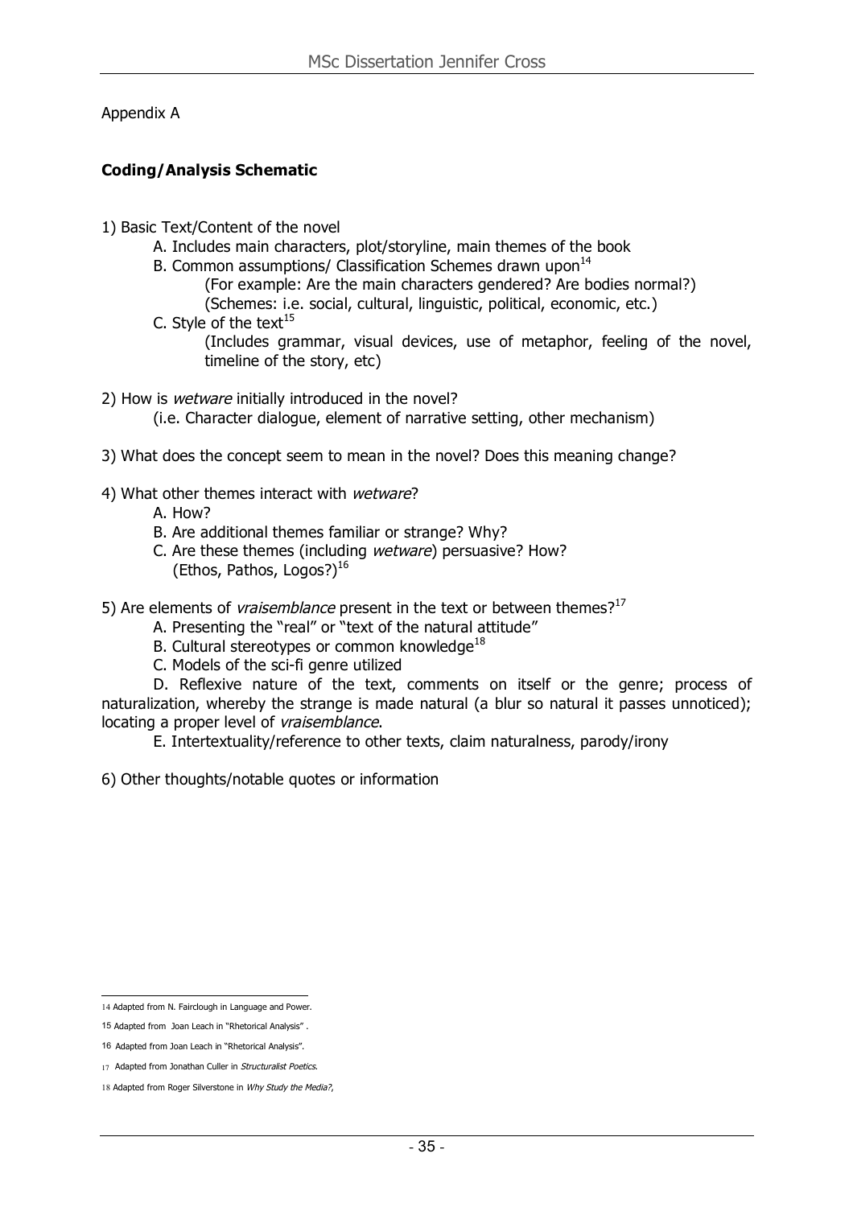Appendix A

**Coding/Analysis Schematic**

1) Basic Text/Content of the novel
   - A. Includes main characters, plot/storyline, main themes of the book
   - B. Common assumptions/ Classification Schemes drawn upon[14]
     - (For example: Are the main characters gendered? Are bodies normal?)
     - (Schemes: i.e. social, cultural, linguistic, political, economic, etc.)
   - C. Style of the text[15]
     - (Includes grammar, visual devices, use of metaphor, feeling of the novel, timeline of the story, etc)

2) How is *wetware* initially introduced in the novel?
   - (i.e. Character dialogue, element of narrative setting, other mechanism)

3) What does the concept seem to mean in the novel? Does this meaning change?

4) What other themes interact with *wetware*?
   - A. How?
   - B. Are additional themes familiar or strange? Why?
   - C. Are these themes (including *wetware*) persuasive? How? (Ethos, Pathos, Logos?)[16]

5) Are elements of *vraisemblance* present in the text or between themes?[17]
   - A. Presenting the "real" or "text of the natural attitude"
   - B. Cultural stereotypes or common knowledge[18]
   - C. Models of the sci-fi genre utilized
   - D. Reflexive nature of the text, comments on itself or the genre; process of naturalization, whereby the strange is made natural (a blur so natural it passes unnoticed); locating a proper level of *vraisemblance*.
   - E. Intertextuality/reference to other texts, claim naturalness, parody/irony

6) Other thoughts/notable quotes or information

---

14 Adapted from N. Fairclough in Language and Power.

15 Adapted from Joan Leach in "Rhetorical Analysis" .

16 Adapted from Joan Leach in "Rhetorical Analysis".

17 Adapted from Jonathan Culler in *Structuralist Poetics*.

18 Adapted from Roger Silverstone in *Why Study the Media?*,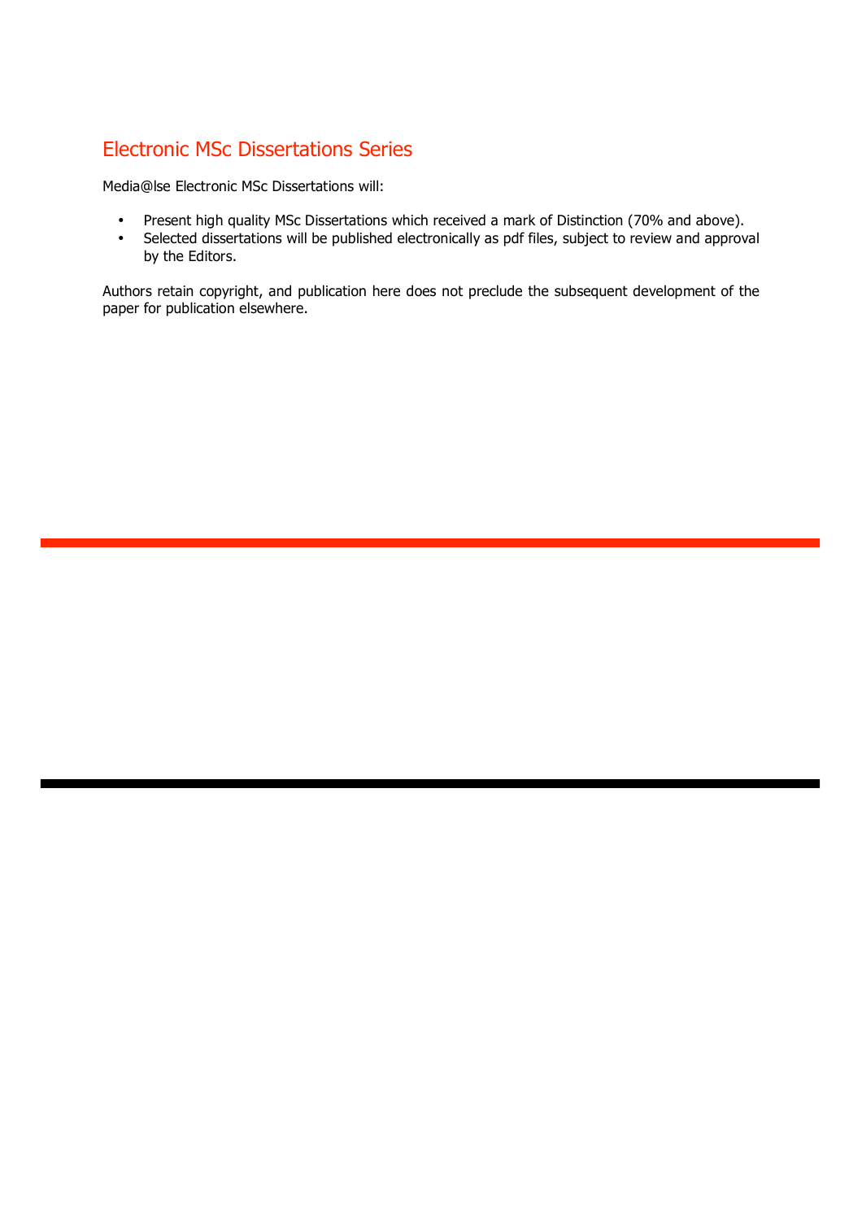## Electronic MSc Dissertations Series

Media@lse Electronic MSc Dissertations will:

- Present high quality MSc Dissertations which received a mark of Distinction (70% and above).
- Selected dissertations will be published electronically as pdf files, subject to review and approval by the Editors.

Authors retain copyright, and publication here does not preclude the subsequent development of the paper for publication elsewhere.